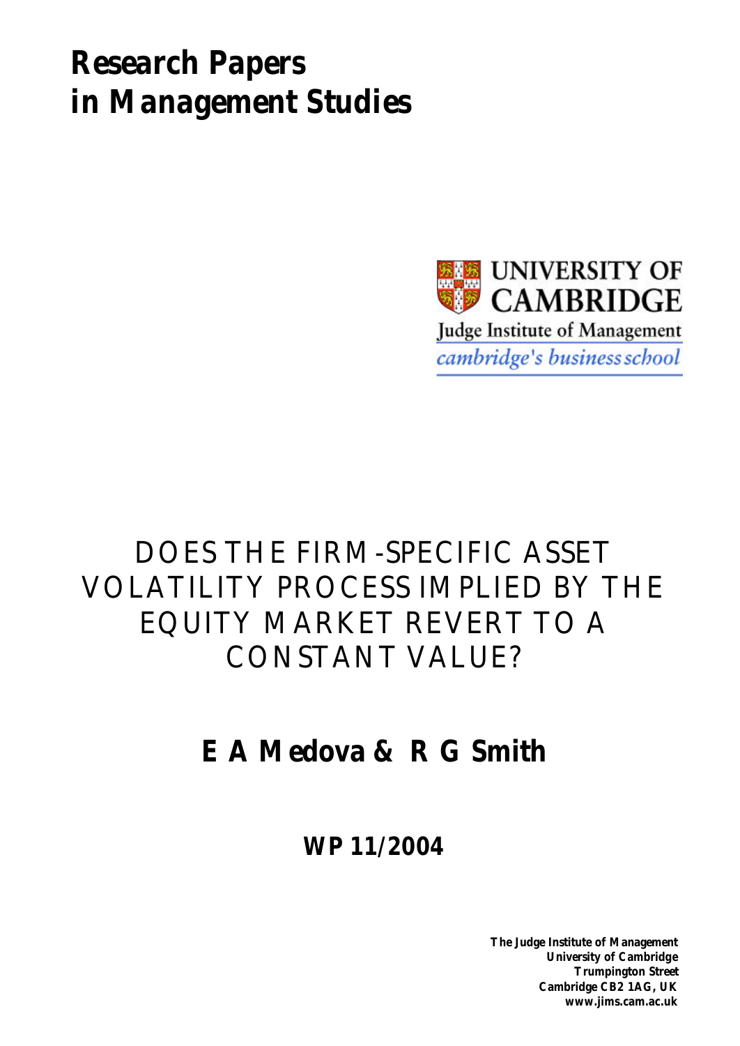# Research Papers in Management Studies

UNIVERSITY OF CAMBRIDGE

Judge Institute of Management

*cambridge's business school*

## DOES THE FIRM-SPECIFIC ASSET VOLATILITY PROCESS IMPLIED BY THE EQUITY MARKET REVERT TO A CONSTANT VALUE?

**E A Medova & R G Smith**

**WP 11/2004**

**The Judge Institute of Management**
**University of Cambridge**
**Trumpington Street**
**Cambridge CB2 1AG, UK**
**www.jims.cam.ac.uk**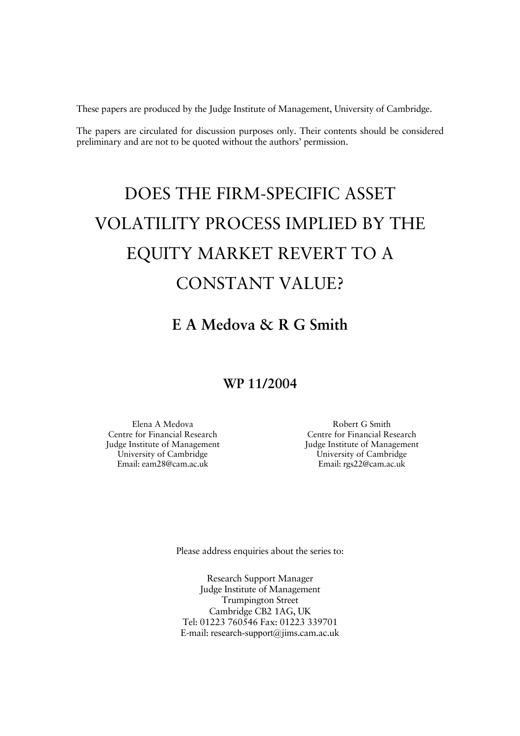These papers are produced by the Judge Institute of Management, University of Cambridge.

The papers are circulated for discussion purposes only. Their contents should be considered preliminary and are not to be quoted without the authors' permission.

# DOES THE FIRM-SPECIFIC ASSET VOLATILITY PROCESS IMPLIED BY THE EQUITY MARKET REVERT TO A CONSTANT VALUE?

## E A Medova & R G Smith

### WP 11/2004

Elena A Medova
Centre for Financial Research
Judge Institute of Management
University of Cambridge
Email: eam28@cam.ac.uk

Robert G Smith
Centre for Financial Research
Judge Institute of Management
University of Cambridge
Email: rgs22@cam.ac.uk

Please address enquiries about the series to:

Research Support Manager
Judge Institute of Management
Trumpington Street
Cambridge CB2 1AG, UK
Tel: 01223 760546 Fax: 01223 339701
E-mail: research-support@jims.cam.ac.uk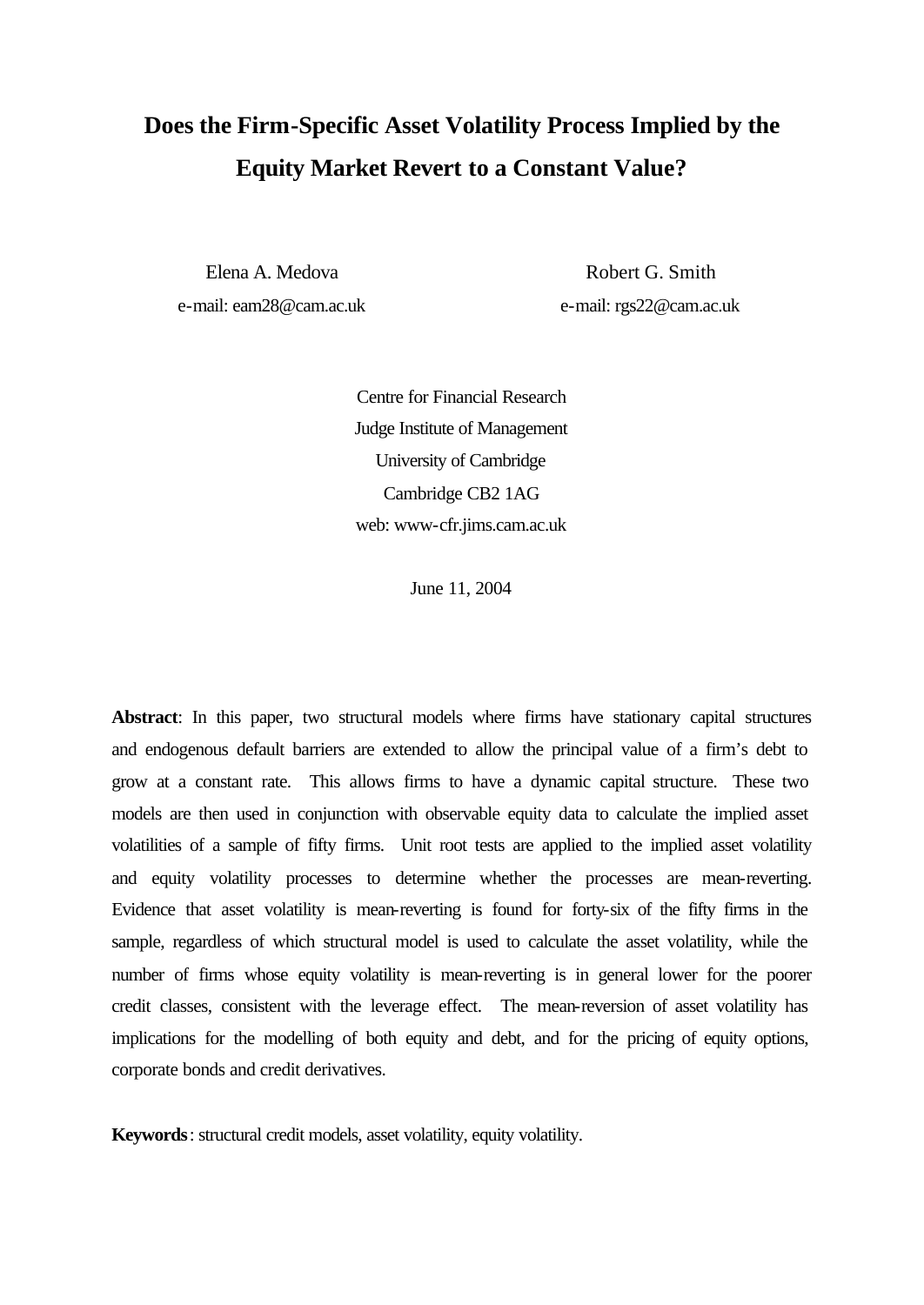# Does the Firm-Specific Asset Volatility Process Implied by the Equity Market Revert to a Constant Value?

Elena A. Medova
e-mail: eam28@cam.ac.uk

Robert G. Smith
e-mail: rgs22@cam.ac.uk

Centre for Financial Research
Judge Institute of Management
University of Cambridge
Cambridge CB2 1AG
web: www-cfr.jims.cam.ac.uk

June 11, 2004

**Abstract**: In this paper, two structural models where firms have stationary capital structures and endogenous default barriers are extended to allow the principal value of a firm's debt to grow at a constant rate. This allows firms to have a dynamic capital structure. These two models are then used in conjunction with observable equity data to calculate the implied asset volatilities of a sample of fifty firms. Unit root tests are applied to the implied asset volatility and equity volatility processes to determine whether the processes are mean-reverting. Evidence that asset volatility is mean-reverting is found for forty-six of the fifty firms in the sample, regardless of which structural model is used to calculate the asset volatility, while the number of firms whose equity volatility is mean-reverting is in general lower for the poorer credit classes, consistent with the leverage effect. The mean-reversion of asset volatility has implications for the modelling of both equity and debt, and for the pricing of equity options, corporate bonds and credit derivatives.

**Keywords**: structural credit models, asset volatility, equity volatility.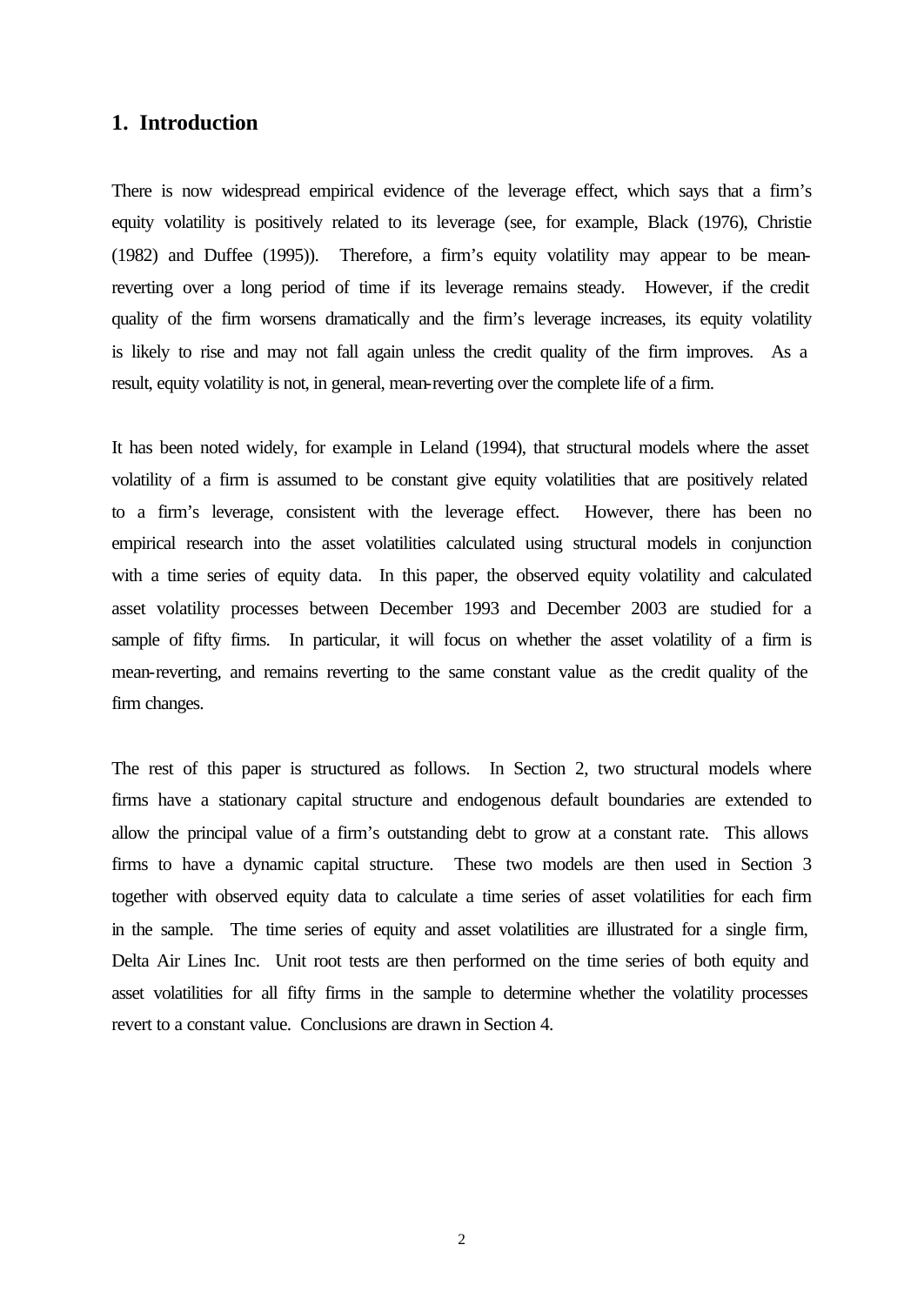# 1. Introduction

There is now widespread empirical evidence of the leverage effect, which says that a firm's equity volatility is positively related to its leverage (see, for example, Black (1976), Christie (1982) and Duffee (1995)). Therefore, a firm's equity volatility may appear to be mean-reverting over a long period of time if its leverage remains steady. However, if the credit quality of the firm worsens dramatically and the firm's leverage increases, its equity volatility is likely to rise and may not fall again unless the credit quality of the firm improves. As a result, equity volatility is not, in general, mean-reverting over the complete life of a firm.

It has been noted widely, for example in Leland (1994), that structural models where the asset volatility of a firm is assumed to be constant give equity volatilities that are positively related to a firm's leverage, consistent with the leverage effect. However, there has been no empirical research into the asset volatilities calculated using structural models in conjunction with a time series of equity data. In this paper, the observed equity volatility and calculated asset volatility processes between December 1993 and December 2003 are studied for a sample of fifty firms. In particular, it will focus on whether the asset volatility of a firm is mean-reverting, and remains reverting to the same constant value as the credit quality of the firm changes.

The rest of this paper is structured as follows. In Section 2, two structural models where firms have a stationary capital structure and endogenous default boundaries are extended to allow the principal value of a firm's outstanding debt to grow at a constant rate. This allows firms to have a dynamic capital structure. These two models are then used in Section 3 together with observed equity data to calculate a time series of asset volatilities for each firm in the sample. The time series of equity and asset volatilities are illustrated for a single firm, Delta Air Lines Inc. Unit root tests are then performed on the time series of both equity and asset volatilities for all fifty firms in the sample to determine whether the volatility processes revert to a constant value. Conclusions are drawn in Section 4.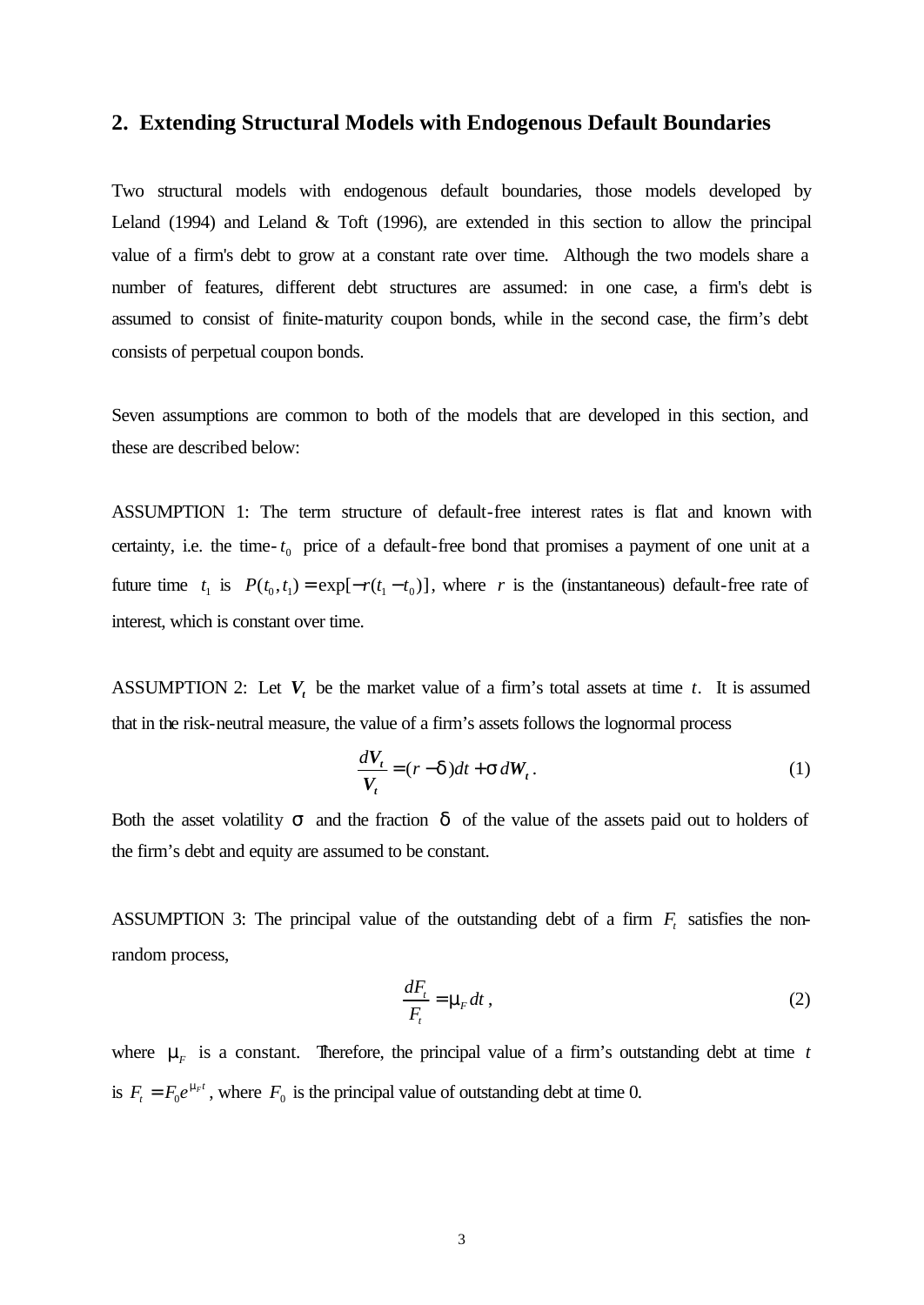## 2. Extending Structural Models with Endogenous Default Boundaries

Two structural models with endogenous default boundaries, those models developed by Leland (1994) and Leland & Toft (1996), are extended in this section to allow the principal value of a firm's debt to grow at a constant rate over time. Although the two models share a number of features, different debt structures are assumed: in one case, a firm's debt is assumed to consist of finite-maturity coupon bonds, while in the second case, the firm's debt consists of perpetual coupon bonds.

Seven assumptions are common to both of the models that are developed in this section, and these are described below:

ASSUMPTION 1: The term structure of default-free interest rates is flat and known with certainty, i.e. the time-$t_0$ price of a default-free bond that promises a payment of one unit at a future time $t_1$ is $P(t_0, t_1) = \exp[-r(t_1 - t_0)]$, where $r$ is the (instantaneous) default-free rate of interest, which is constant over time.

ASSUMPTION 2: Let $\boldsymbol{V_t}$ be the market value of a firm's total assets at time $t$. It is assumed that in the risk-neutral measure, the value of a firm's assets follows the lognormal process

$$\frac{d\boldsymbol{V_t}}{\boldsymbol{V_t}} = (r - \delta)dt + \sigma\, d\boldsymbol{W_t}. \tag{1}$$

Both the asset volatility $\sigma$ and the fraction $\delta$ of the value of the assets paid out to holders of the firm's debt and equity are assumed to be constant.

ASSUMPTION 3: The principal value of the outstanding debt of a firm $F_t$ satisfies the non-random process,

$$\frac{dF_t}{F_t} = \mu_F\, dt, \tag{2}$$

where $\mu_F$ is a constant. Therefore, the principal value of a firm's outstanding debt at time $t$ is $F_t = F_0 e^{\mu_F t}$, where $F_0$ is the principal value of outstanding debt at time 0.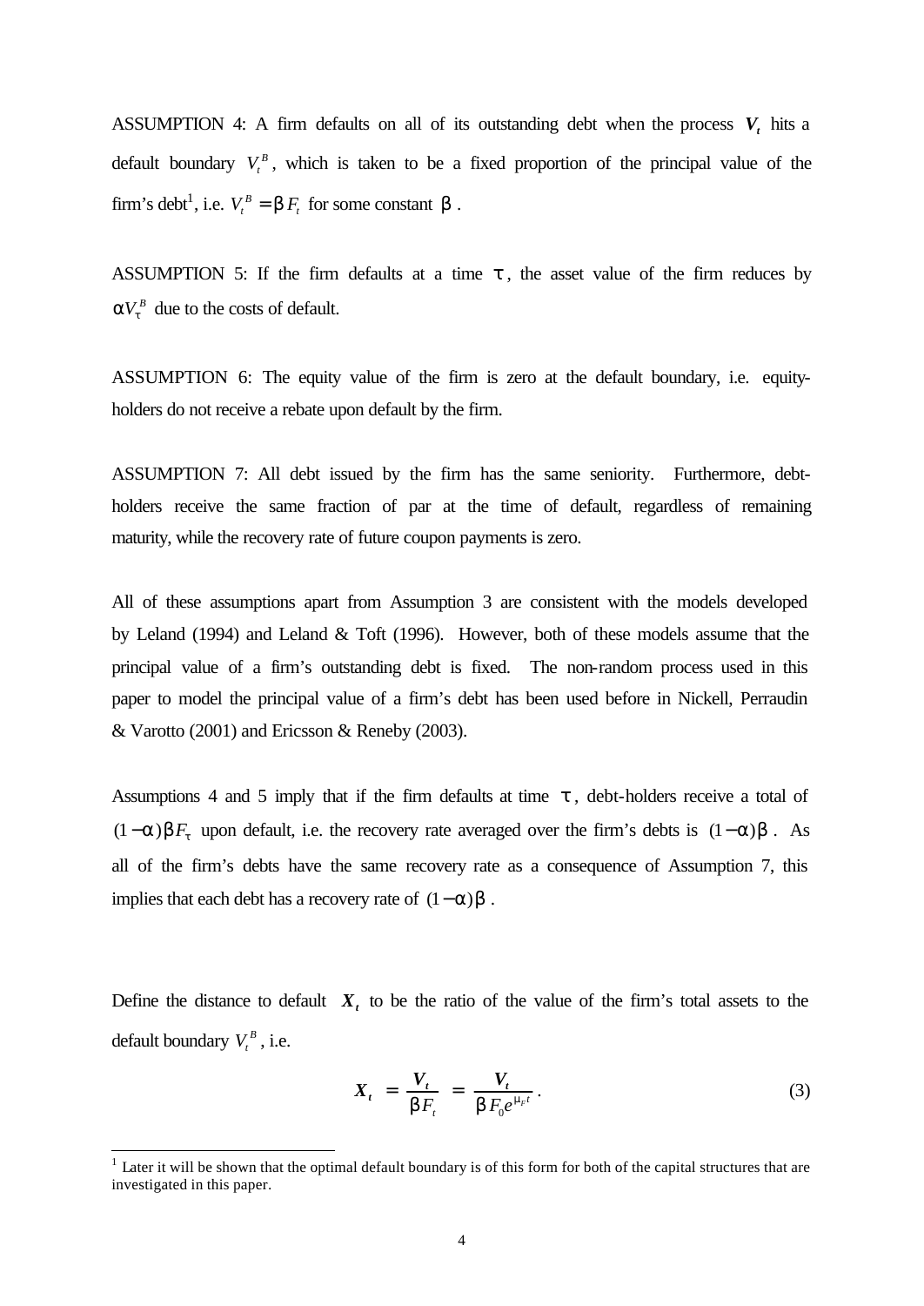ASSUMPTION 4: A firm defaults on all of its outstanding debt when the process $\boldsymbol{V_t}$ hits a default boundary $V_t^B$, which is taken to be a fixed proportion of the principal value of the firm's debt[1], i.e. $V_t^B = \beta F_t$ for some constant $\beta$.

ASSUMPTION 5: If the firm defaults at a time $\tau$, the asset value of the firm reduces by $\alpha V_\tau^B$ due to the costs of default.

ASSUMPTION 6: The equity value of the firm is zero at the default boundary, i.e. equity-holders do not receive a rebate upon default by the firm.

ASSUMPTION 7: All debt issued by the firm has the same seniority. Furthermore, debt-holders receive the same fraction of par at the time of default, regardless of remaining maturity, while the recovery rate of future coupon payments is zero.

All of these assumptions apart from Assumption 3 are consistent with the models developed by Leland (1994) and Leland & Toft (1996). However, both of these models assume that the principal value of a firm's outstanding debt is fixed. The non-random process used in this paper to model the principal value of a firm's debt has been used before in Nickell, Perraudin & Varotto (2001) and Ericsson & Reneby (2003).

Assumptions 4 and 5 imply that if the firm defaults at time $\tau$, debt-holders receive a total of $(1-\alpha)\beta F_\tau$ upon default, i.e. the recovery rate averaged over the firm's debts is $(1-\alpha)\beta$. As all of the firm's debts have the same recovery rate as a consequence of Assumption 7, this implies that each debt has a recovery rate of $(1-\alpha)\beta$.

Define the distance to default $\boldsymbol{X_t}$ to be the ratio of the value of the firm's total assets to the default boundary $V_t^B$, i.e.

$$\boldsymbol{X_t} = \frac{\boldsymbol{V_t}}{\beta F_t} = \frac{\boldsymbol{V_t}}{\beta F_0 e^{\mu_F t}}. \tag{3}$$

[1] Later it will be shown that the optimal default boundary is of this form for both of the capital structures that are investigated in this paper.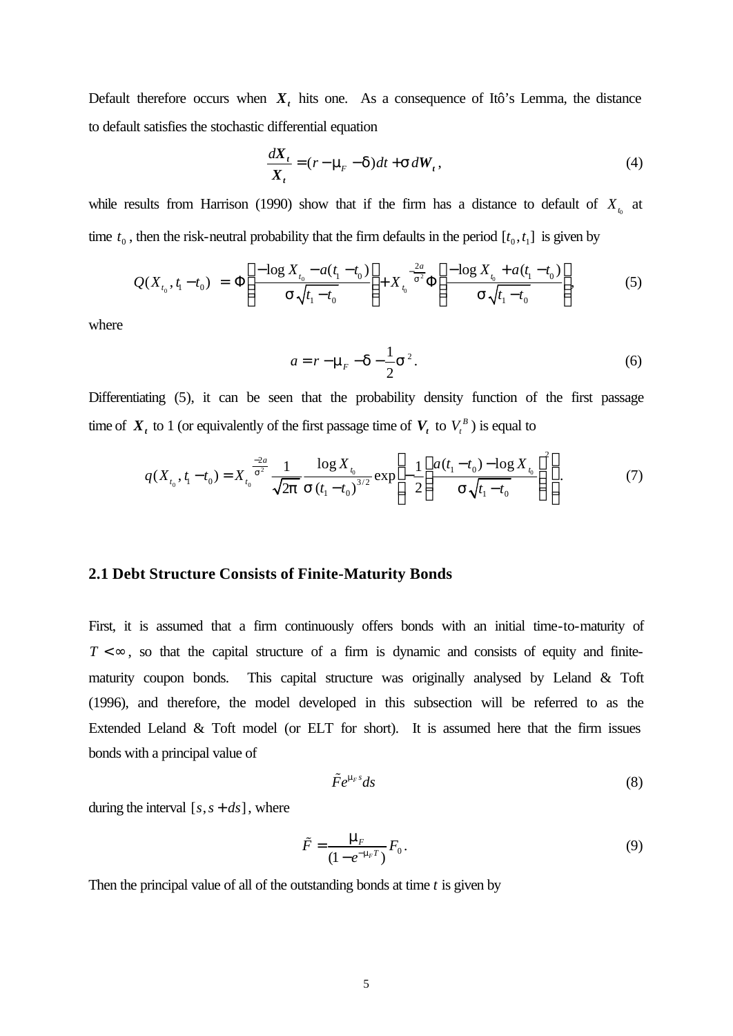Default therefore occurs when $X_t$ hits one. As a consequence of Itô's Lemma, the distance to default satisfies the stochastic differential equation

$$\frac{dX_t}{X_t} = (r - \mu_F - \delta)dt + \sigma\, dW_t, \tag{4}$$

while results from Harrison (1990) show that if the firm has a distance to default of $X_{t_0}$ at time $t_0$, then the risk-neutral probability that the firm defaults in the period $[t_0, t_1]$ is given by

$$Q(X_{t_0}, t_1 - t_0) = \Phi\left(\frac{-\log X_{t_0} - a(t_1 - t_0)}{\sigma\sqrt{t_1 - t_0}}\right) + X_{t_0}^{-\frac{2a}{\sigma^2}}\Phi\left(\frac{-\log X_{t_0} + a(t_1 - t_0)}{\sigma\sqrt{t_1 - t_0}}\right), \tag{5}$$

where

$$a = r - \mu_F - \delta - \frac{1}{2}\sigma^2. \tag{6}$$

Differentiating (5), it can be seen that the probability density function of the first passage time of $X_t$ to 1 (or equivalently of the first passage time of $V_t$ to $V_t^B$) is equal to

$$q(X_{t_0}, t_1 - t_0) = X_{t_0}^{\frac{-2a}{\sigma^2}} \frac{1}{\sqrt{2\pi}} \frac{\log X_{t_0}}{\sigma\,(t_1 - t_0)^{3/2}} \exp\left(-\frac{1}{2}\left(\frac{a(t_1 - t_0) - \log X_{t_0}}{\sigma\sqrt{t_1 - t_0}}\right)^2\right). \tag{7}$$

## 2.1 Debt Structure Consists of Finite-Maturity Bonds

First, it is assumed that a firm continuously offers bonds with an initial time-to-maturity of $T < \infty$, so that the capital structure of a firm is dynamic and consists of equity and finite-maturity coupon bonds. This capital structure was originally analysed by Leland & Toft (1996), and therefore, the model developed in this subsection will be referred to as the Extended Leland & Toft model (or ELT for short). It is assumed here that the firm issues bonds with a principal value of

$$\tilde{F} e^{\mu_F s} ds \tag{8}$$

during the interval $[s, s + ds]$, where

$$\tilde{F} = \frac{\mu_F}{(1 - e^{-\mu_F T})} F_0. \tag{9}$$

Then the principal value of all of the outstanding bonds at time $t$ is given by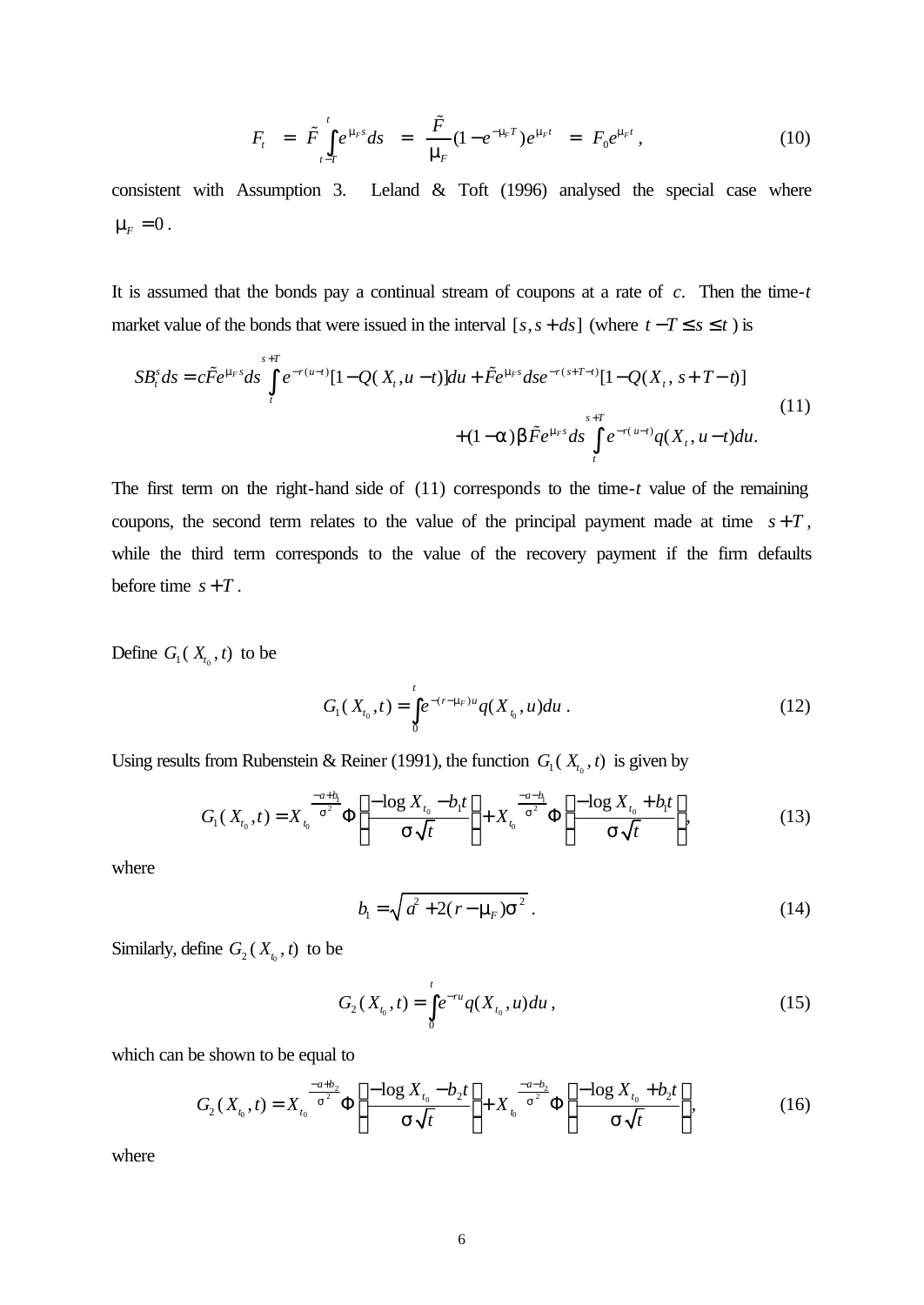$$F_t \;=\; \tilde{F}\int_{t-T}^{t} e^{\mu_F s} ds \;=\; \frac{\tilde{F}}{\mu_F}(1-e^{-\mu_F T})e^{\mu_F t} \;=\; F_0 e^{\mu_F t}\,, \tag{10}$$

consistent with Assumption 3. Leland & Toft (1996) analysed the special case where $\mu_F = 0$.

It is assumed that the bonds pay a continual stream of coupons at a rate of $c$. Then the time-$t$ market value of the bonds that were issued in the interval $[s, s+ds]$ (where $t-T \le s \le t$) is

$$\begin{aligned} SB_t^s ds = c\tilde{F}e^{\mu_F s} ds \int_t^{s+T} e^{-r(u-t)}[1-Q(X_t, u-t)]du + \tilde{F}e^{\mu_F s} ds e^{-r(s+T-t)}[1-Q(X_t, s+T-t)] \\ +(1-\alpha)\beta\tilde{F}e^{\mu_F s} ds \int_t^{s+T} e^{-r(u-t)} q(X_t, u-t)du. \end{aligned} \tag{11}$$

The first term on the right-hand side of (11) corresponds to the time-$t$ value of the remaining coupons, the second term relates to the value of the principal payment made at time $s+T$, while the third term corresponds to the value of the recovery payment if the firm defaults before time $s+T$.

Define $G_1(X_{t_0}, t)$ to be

$$G_1(X_{t_0}, t) = \int_0^t e^{-(r-\mu_F)u} q(X_{t_0}, u)du\,. \tag{12}$$

Using results from Rubenstein & Reiner (1991), the function $G_1(X_{t_0}, t)$ is given by

$$G_1(X_{t_0}, t) = X_{t_0}^{\frac{-a+b_1}{\sigma^2}} \Phi\left(\frac{-\log X_{t_0} - b_1 t}{\sigma\sqrt{t}}\right) + X_{t_0}^{\frac{-a-b_1}{\sigma^2}} \Phi\left(\frac{-\log X_{t_0} + b_1 t}{\sigma\sqrt{t}}\right), \tag{13}$$

where

$$b_1 = \sqrt{a^2 + 2(r-\mu_F)\sigma^2}\,. \tag{14}$$

Similarly, define $G_2(X_{t_0}, t)$ to be

$$G_2(X_{t_0}, t) = \int_0^t e^{-ru} q(X_{t_0}, u)du\,, \tag{15}$$

which can be shown to be equal to

$$G_2(X_{t_0}, t) = X_{t_0}^{\frac{-a+b_2}{\sigma^2}} \Phi\left(\frac{-\log X_{t_0} - b_2 t}{\sigma\sqrt{t}}\right) + X_{t_0}^{\frac{-a-b_2}{\sigma^2}} \Phi\left(\frac{-\log X_{t_0} + b_2 t}{\sigma\sqrt{t}}\right), \tag{16}$$

where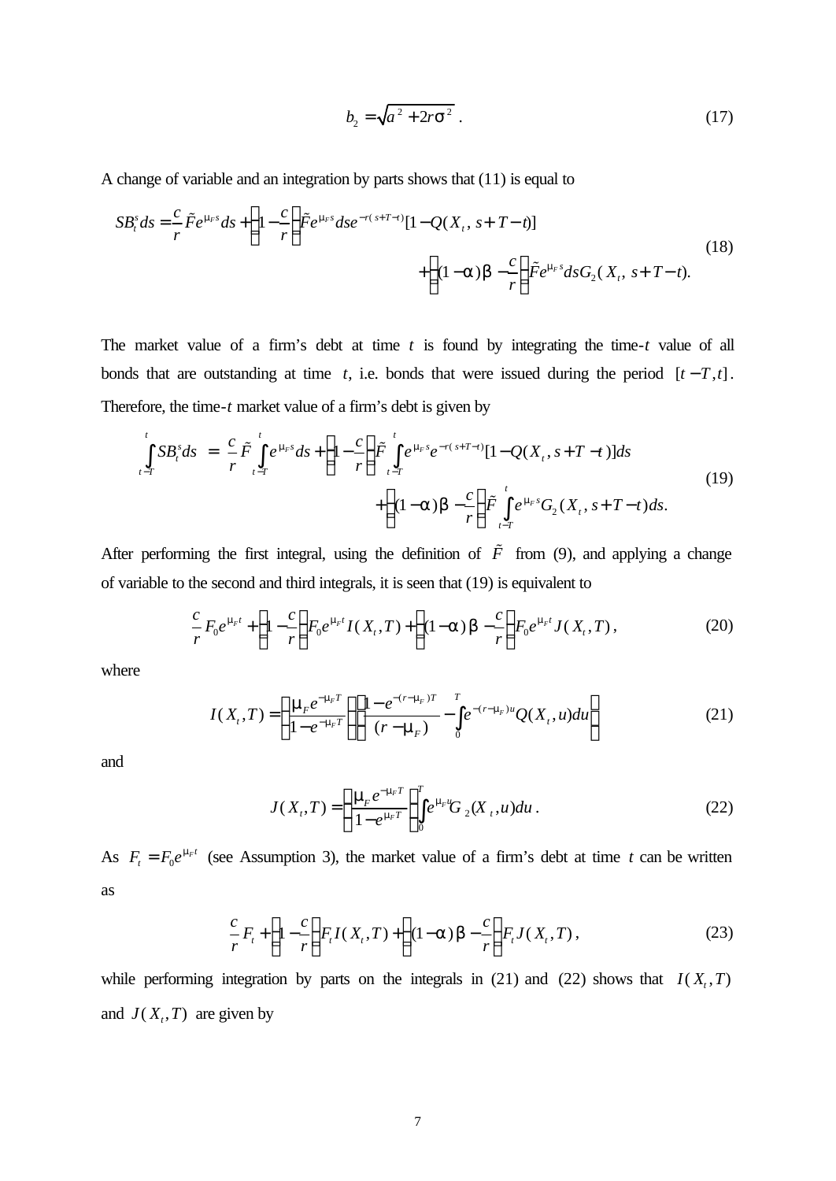$$b_2 = \sqrt{a^2 + 2r\sigma^2}\,. \tag{17}$$

A change of variable and an integration by parts shows that (11) is equal to

$$SB_t^s ds = \frac{c}{r}\tilde{F}e^{\mu_F s}ds + \left(1 - \frac{c}{r}\right)\tilde{F}e^{\mu_F s}ds e^{-r(s+T-t)}[1 - Q(X_t, s+T-t)] \\ + \left((1-\alpha)\beta - \frac{c}{r}\right)\tilde{F}e^{\mu_F s}ds G_2(X_t, s+T-t). \tag{18}$$

The market value of a firm's debt at time $t$ is found by integrating the time-$t$ value of all bonds that are outstanding at time $t$, i.e. bonds that were issued during the period $[t-T, t]$. Therefore, the time-$t$ market value of a firm's debt is given by

$$\int_{t-T}^{t} SB_t^s ds = \frac{c}{r}\tilde{F}\int_{t-T}^{t} e^{\mu_F s}ds + \left(1 - \frac{c}{r}\right)\tilde{F}\int_{t-T}^{t} e^{\mu_F s}e^{-r(s+T-t)}[1 - Q(X_t, s+T-t)]ds \\ + \left((1-\alpha)\beta - \frac{c}{r}\right)\tilde{F}\int_{t-T}^{t} e^{\mu_F s}G_2(X_t, s+T-t)ds. \tag{19}$$

After performing the first integral, using the definition of $\tilde{F}$ from (9), and applying a change of variable to the second and third integrals, it is seen that (19) is equivalent to

$$\frac{c}{r}F_0 e^{\mu_F t} + \left(1 - \frac{c}{r}\right)F_0 e^{\mu_F t} I(X_t, T) + \left((1-\alpha)\beta - \frac{c}{r}\right)F_0 e^{\mu_F t} J(X_t, T), \tag{20}$$

where

$$I(X_t, T) = \left(\frac{\mu_F e^{-\mu_F T}}{1 - e^{-\mu_F T}}\right)\left(\frac{1 - e^{-(r-\mu_F)T}}{(r - \mu_F)} - \int_0^T e^{-(r-\mu_F)u} Q(X_t, u)du\right) \tag{21}$$

and

$$J(X_t, T) = \left(\frac{\mu_F e^{-\mu_F T}}{1 - e^{\mu_F T}}\right)\int_0^T e^{\mu_F u} G_2(X_t, u)du\,. \tag{22}$$

As $F_t = F_0 e^{\mu_F t}$ (see Assumption 3), the market value of a firm's debt at time $t$ can be written as

$$\frac{c}{r}F_t + \left(1 - \frac{c}{r}\right)F_t I(X_t, T) + \left((1-\alpha)\beta - \frac{c}{r}\right)F_t J(X_t, T), \tag{23}$$

while performing integration by parts on the integrals in (21) and (22) shows that $I(X_t, T)$ and $J(X_t, T)$ are given by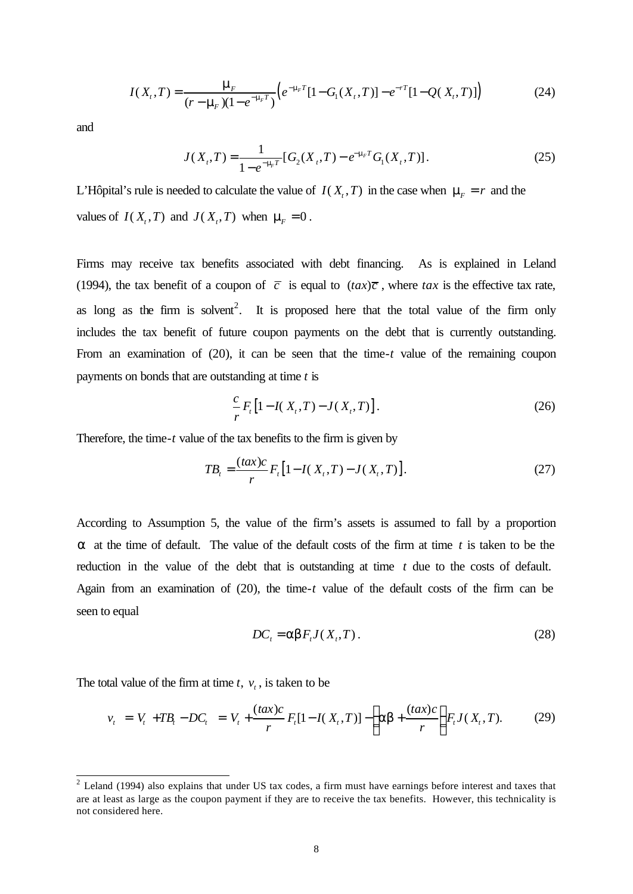$$I(X_t, T) = \frac{\mu_F}{(r - \mu_F)(1 - e^{-\mu_F T})} \left( e^{-\mu_F T}[1 - G_1(X_t, T)] - e^{-rT}[1 - Q(X_t, T)] \right) \tag{24}$$

and

$$J(X_t, T) = \frac{1}{1 - e^{-\mu_F T}} [G_2(X_t, T) - e^{-\mu_F T} G_1(X_t, T)]. \tag{25}$$

L'Hôpital's rule is needed to calculate the value of $I(X_t, T)$ in the case when $\mu_F = r$ and the values of $I(X_t, T)$ and $J(X_t, T)$ when $\mu_F = 0$.

Firms may receive tax benefits associated with debt financing. As is explained in Leland (1994), the tax benefit of a coupon of $\bar{c}$ is equal to $(tax)\bar{c}$, where *tax* is the effective tax rate, as long as the firm is solvent[2]. It is proposed here that the total value of the firm only includes the tax benefit of future coupon payments on the debt that is currently outstanding. From an examination of (20), it can be seen that the time-*t* value of the remaining coupon payments on bonds that are outstanding at time *t* is

$$\frac{c}{r} F_t \left[ 1 - I(X_t, T) - J(X_t, T) \right]. \tag{26}$$

Therefore, the time-*t* value of the tax benefits to the firm is given by

$$TB_t = \frac{(tax)c}{r} F_t \left[ 1 - I(X_t, T) - J(X_t, T) \right]. \tag{27}$$

According to Assumption 5, the value of the firm's assets is assumed to fall by a proportion $\alpha$ at the time of default. The value of the default costs of the firm at time *t* is taken to be the reduction in the value of the debt that is outstanding at time *t* due to the costs of default. Again from an examination of (20), the time-*t* value of the default costs of the firm can be seen to equal

$$DC_t = \alpha \beta F_t J(X_t, T). \tag{28}$$

The total value of the firm at time *t*, $v_t$, is taken to be

$$v_t = V_t + TB_t - DC_t = V_t + \frac{(tax)c}{r} F_t [1 - I(X_t, T)] - \left( \alpha\beta + \frac{(tax)c}{r} \right) F_t J(X_t, T). \tag{29}$$

---

[2] Leland (1994) also explains that under US tax codes, a firm must have earnings before interest and taxes that are at least as large as the coupon payment if they are to receive the tax benefits. However, this technicality is not considered here.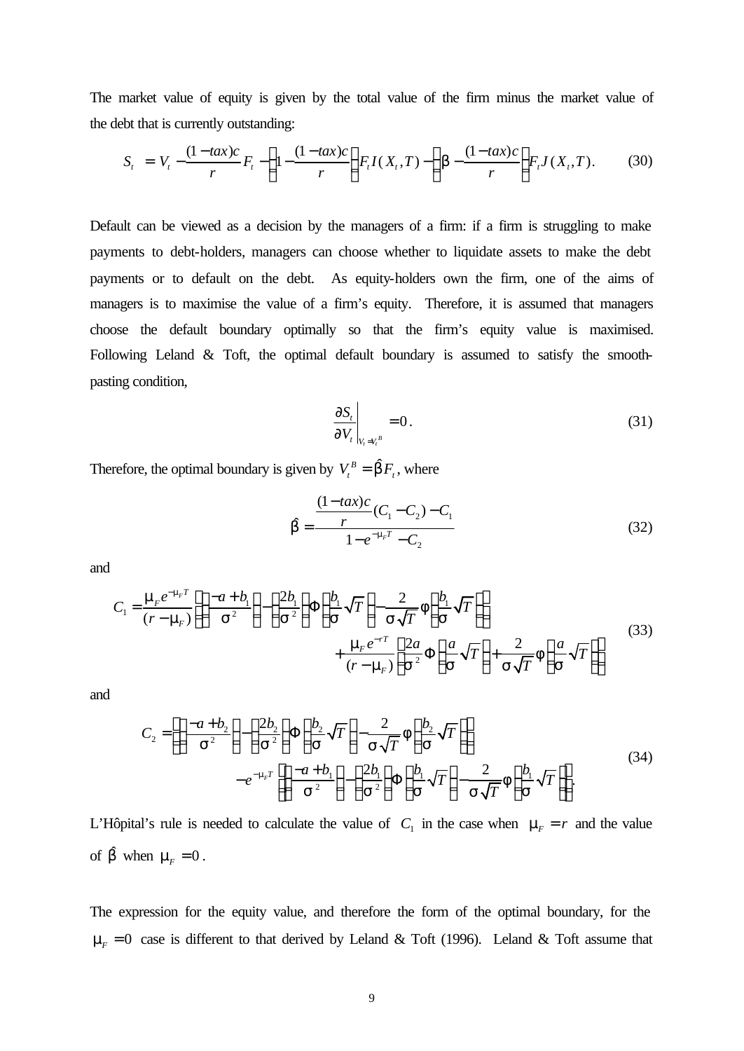The market value of equity is given by the total value of the firm minus the market value of the debt that is currently outstanding:

$$S_t = V_t - \frac{(1-tax)c}{r}F_t - \left(1-\frac{(1-tax)c}{r}\right)F_t I(X_t,T) - \left(\beta - \frac{(1-tax)c}{r}\right)F_t J(X_t,T). \tag{30}$$

Default can be viewed as a decision by the managers of a firm: if a firm is struggling to make payments to debt-holders, managers can choose whether to liquidate assets to make the debt payments or to default on the debt. As equity-holders own the firm, one of the aims of managers is to maximise the value of a firm's equity. Therefore, it is assumed that managers choose the default boundary optimally so that the firm's equity value is maximised. Following Leland & Toft, the optimal default boundary is assumed to satisfy the smooth-pasting condition,

$$\left.\frac{\partial S_t}{\partial V_t}\right|_{V_t = V_t^B} = 0. \tag{31}$$

Therefore, the optimal boundary is given by $V_t^B = \hat{\beta} F_t$, where

$$\hat{\beta} = \frac{\frac{(1-tax)c}{r}(C_1 - C_2) - C_1}{1 - e^{-\mu_F T} - C_2} \tag{32}$$

and

$$C_1 = \frac{\mu_F e^{-\mu_F T}}{(r-\mu_F)}\left(\left(\frac{-a+b_1}{\sigma^2}\right) - \left(\frac{2b_1}{\sigma^2}\right)\Phi\left(\frac{b_1}{\sigma}\sqrt{T}\right) - \frac{2}{\sigma\sqrt{T}}\phi\left(\frac{b_1}{\sigma}\sqrt{T}\right)\right) + \frac{\mu_F e^{-rT}}{(r-\mu_F)}\left(\frac{2a}{\sigma^2}\Phi\left(\frac{a}{\sigma}\sqrt{T}\right) + \frac{2}{\sigma\sqrt{T}}\phi\left(\frac{a}{\sigma}\sqrt{T}\right)\right) \tag{33}$$

and

$$C_2 = \left(\left(\frac{-a+b_2}{\sigma^2}\right) - \left(\frac{2b_2}{\sigma^2}\right)\Phi\left(\frac{b_2}{\sigma}\sqrt{T}\right) - \frac{2}{\sigma\sqrt{T}}\phi\left(\frac{b_2}{\sigma}\sqrt{T}\right)\right) - e^{-\mu_F T}\left(\left(\frac{-a+b_1}{\sigma^2}\right) - \left(\frac{2b_1}{\sigma^2}\right)\Phi\left(\frac{b_1}{\sigma}\sqrt{T}\right) - \frac{2}{\sigma\sqrt{T}}\phi\left(\frac{b_1}{\sigma}\sqrt{T}\right)\right). \tag{34}$$

L'Hôpital's rule is needed to calculate the value of $C_1$ in the case when $\mu_F = r$ and the value of $\hat{\beta}$ when $\mu_F = 0$.

The expression for the equity value, and therefore the form of the optimal boundary, for the $\mu_F = 0$ case is different to that derived by Leland & Toft (1996). Leland & Toft assume that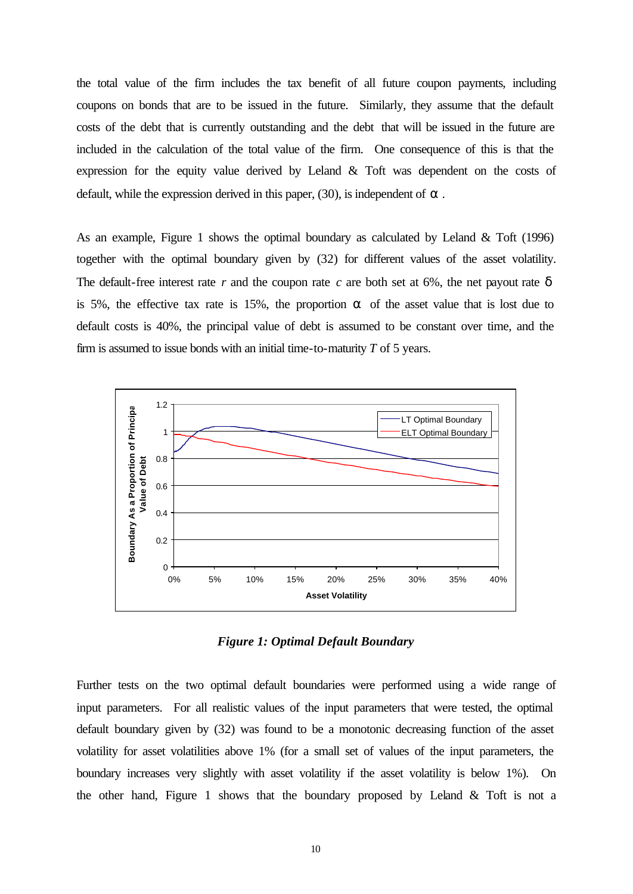the total value of the firm includes the tax benefit of all future coupon payments, including coupons on bonds that are to be issued in the future. Similarly, they assume that the default costs of the debt that is currently outstanding and the debt that will be issued in the future are included in the calculation of the total value of the firm. One consequence of this is that the expression for the equity value derived by Leland & Toft was dependent on the costs of default, while the expression derived in this paper, (30), is independent of $\alpha$.

As an example, Figure 1 shows the optimal boundary as calculated by Leland & Toft (1996) together with the optimal boundary given by (32) for different values of the asset volatility. The default-free interest rate $r$ and the coupon rate $c$ are both set at 6%, the net payout rate $\delta$ is 5%, the effective tax rate is 15%, the proportion $\alpha$ of the asset value that is lost due to default costs is 40%, the principal value of debt is assumed to be constant over time, and the firm is assumed to issue bonds with an initial time-to-maturity $T$ of 5 years.

Boundary As a Proportion of Principal Value of Debt

1.2
1
0.8
0.6
0.4
0.2
0

0%
5%
10%
15%
20%
25%
30%
35%
40%

Asset Volatility

LT Optimal Boundary
ELT Optimal Boundary

*Figure 1: Optimal Default Boundary*

Further tests on the two optimal default boundaries were performed using a wide range of input parameters. For all realistic values of the input parameters that were tested, the optimal default boundary given by (32) was found to be a monotonic decreasing function of the asset volatility for asset volatilities above 1% (for a small set of values of the input parameters, the boundary increases very slightly with asset volatility if the asset volatility is below 1%). On the other hand, Figure 1 shows that the boundary proposed by Leland & Toft is not a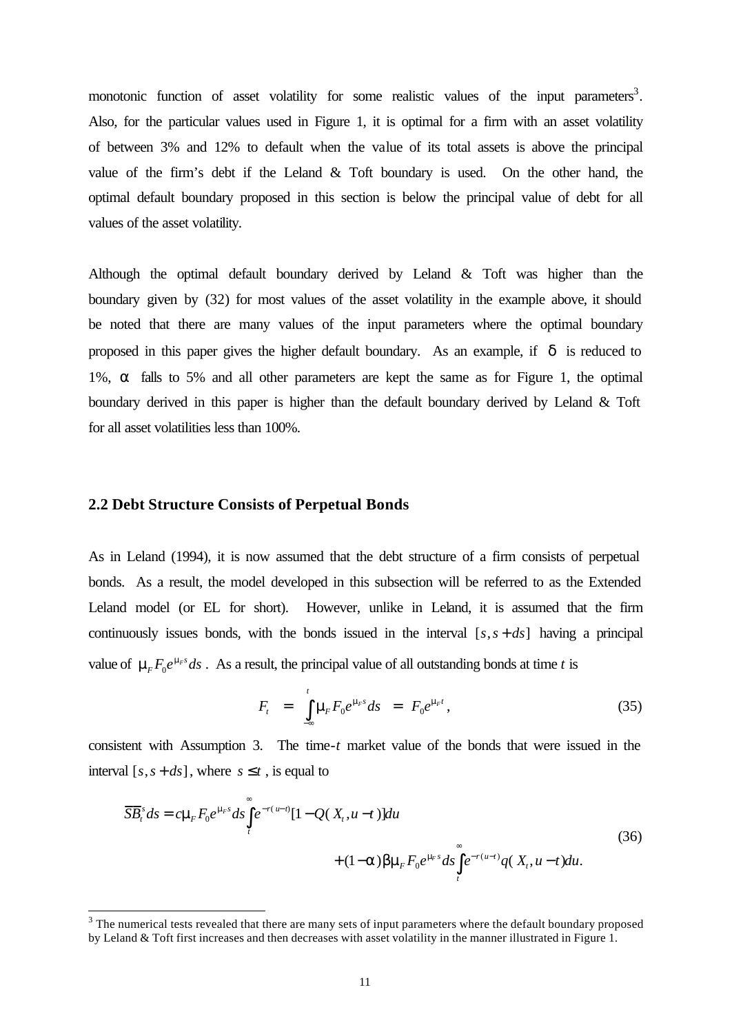monotonic function of asset volatility for some realistic values of the input parameters[3]. Also, for the particular values used in Figure 1, it is optimal for a firm with an asset volatility of between 3% and 12% to default when the value of its total assets is above the principal value of the firm's debt if the Leland & Toft boundary is used. On the other hand, the optimal default boundary proposed in this section is below the principal value of debt for all values of the asset volatility.

Although the optimal default boundary derived by Leland & Toft was higher than the boundary given by (32) for most values of the asset volatility in the example above, it should be noted that there are many values of the input parameters where the optimal boundary proposed in this paper gives the higher default boundary. As an example, if $\delta$ is reduced to 1%, $\alpha$ falls to 5% and all other parameters are kept the same as for Figure 1, the optimal boundary derived in this paper is higher than the default boundary derived by Leland & Toft for all asset volatilities less than 100%.

## 2.2 Debt Structure Consists of Perpetual Bonds

As in Leland (1994), it is now assumed that the debt structure of a firm consists of perpetual bonds. As a result, the model developed in this subsection will be referred to as the Extended Leland model (or EL for short). However, unlike in Leland, it is assumed that the firm continuously issues bonds, with the bonds issued in the interval $[s, s+ds]$ having a principal value of $\mu_F F_0 e^{\mu_F s} ds$. As a result, the principal value of all outstanding bonds at time $t$ is

$$F_t \;=\; \int_{-\infty}^{t} \mu_F F_0 e^{\mu_F s} ds \;=\; F_0 e^{\mu_F t}, \tag{35}$$

consistent with Assumption 3. The time-$t$ market value of the bonds that were issued in the interval $[s, s+ds]$, where $s \leq t$, is equal to

$$\begin{aligned}\overline{SB}_t^s ds = c\mu_F F_0 e^{\mu_F s} ds \int_t^{\infty} e^{-r(u-t)}[1 - Q(X_t, u-t)]du \\ + (1-\alpha)\beta\mu_F F_0 e^{\mu_F s} ds \int_t^{\infty} e^{-r(u-t)} q(X_t, u-t)du.\end{aligned} \tag{36}$$

[3] The numerical tests revealed that there are many sets of input parameters where the default boundary proposed by Leland & Toft first increases and then decreases with asset volatility in the manner illustrated in Figure 1.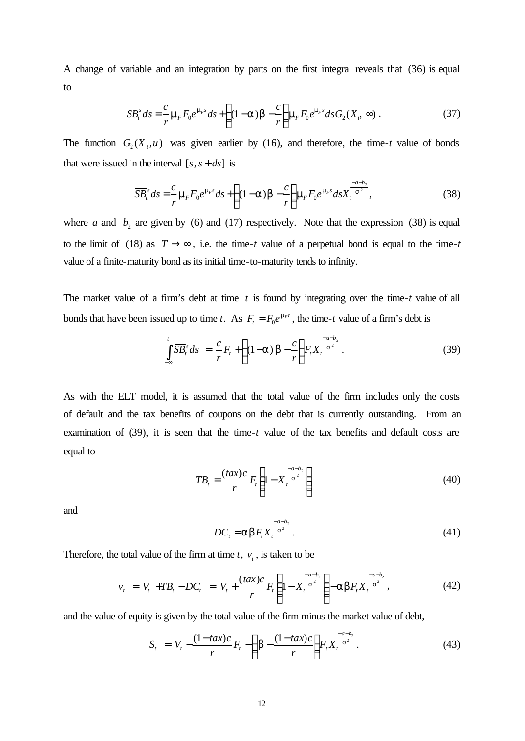A change of variable and an integration by parts on the first integral reveals that (36) is equal to

$$\overline{SB}_t^s ds = \frac{c}{r}\mu_F F_0 e^{\mu_F s} ds + \left((1-\alpha)\beta - \frac{c}{r}\right)\mu_F F_0 e^{\mu_F s} ds G_2(X_t, \infty) . \tag{37}$$

The function $G_2(X_t, u)$ was given earlier by (16), and therefore, the time-$t$ value of bonds that were issued in the interval $[s, s+ds]$ is

$$\overline{SB}_t^s ds = \frac{c}{r}\mu_F F_0 e^{\mu_F s} ds + \left((1-\alpha)\beta - \frac{c}{r}\right)\mu_F F_0 e^{\mu_F s} ds X_t^{\frac{-a-b_2}{\sigma^2}} , \tag{38}$$

where $a$ and $b_2$ are given by (6) and (17) respectively. Note that the expression (38) is equal to the limit of (18) as $T \to \infty$, i.e. the time-$t$ value of a perpetual bond is equal to the time-$t$ value of a finite-maturity bond as its initial time-to-maturity tends to infinity.

The market value of a firm's debt at time $t$ is found by integrating over the time-$t$ value of all bonds that have been issued up to time $t$. As $F_t = F_0 e^{\mu_F t}$, the time-$t$ value of a firm's debt is

$$\int_{-\infty}^{t} \overline{SB}_t^s ds = \frac{c}{r} F_t + \left((1-\alpha)\beta - \frac{c}{r}\right) F_t X_t^{\frac{-a-b_2}{\sigma^2}} . \tag{39}$$

As with the ELT model, it is assumed that the total value of the firm includes only the costs of default and the tax benefits of coupons on the debt that is currently outstanding. From an examination of (39), it is seen that the time-$t$ value of the tax benefits and default costs are equal to

$$TB_t = \frac{(tax)c}{r} F_t \left(1 - X_t^{\frac{-a-b_2}{\sigma^2}}\right) \tag{40}$$

and

$$DC_t = \alpha\beta F_t X_t^{\frac{-a-b_2}{\sigma^2}} . \tag{41}$$

Therefore, the total value of the firm at time $t$, $v_t$, is taken to be

$$v_t = V_t + TB_t - DC_t = V_t + \frac{(tax)c}{r} F_t \left(1 - X_t^{\frac{-a-b_2}{\sigma^2}}\right) - \alpha\beta F_t X_t^{\frac{-a-b_2}{\sigma^2}} , \tag{42}$$

and the value of equity is given by the total value of the firm minus the market value of debt,

$$S_t = V_t - \frac{(1-tax)c}{r} F_t - \left(\beta - \frac{(1-tax)c}{r}\right) F_t X_t^{\frac{-a-b_2}{\sigma^2}} . \tag{43}$$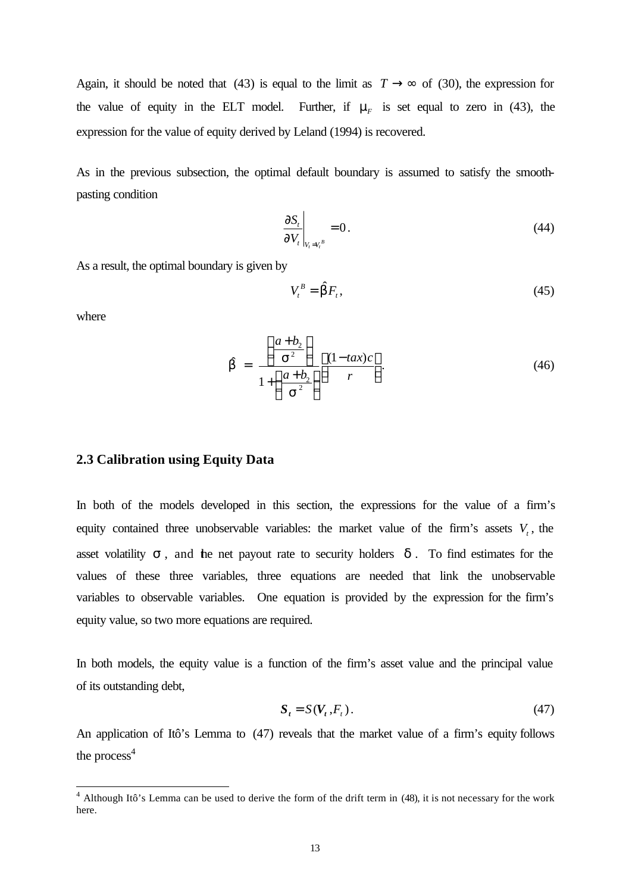Again, it should be noted that (43) is equal to the limit as $T \to \infty$ of (30), the expression for the value of equity in the ELT model. Further, if $\mu_F$ is set equal to zero in (43), the expression for the value of equity derived by Leland (1994) is recovered.

As in the previous subsection, the optimal default boundary is assumed to satisfy the smooth-pasting condition

$$\left. \frac{\partial S_t}{\partial V_t} \right|_{V_t = V_t^B} = 0 . \tag{44}$$

As a result, the optimal boundary is given by

$$V_t^B = \hat{\beta} F_t , \tag{45}$$

where

$$\hat{\beta} = \frac{\left( \frac{a + b_2}{\sigma^2} \right)}{1 + \left( \frac{a + b_2}{\sigma^2} \right)} \left( \frac{(1 - tax)c}{r} \right) . \tag{46}$$

## 2.3 Calibration using Equity Data

In both of the models developed in this section, the expressions for the value of a firm's equity contained three unobservable variables: the market value of the firm's assets $V_t$, the asset volatility $\sigma$, and the net payout rate to security holders $\delta$. To find estimates for the values of these three variables, three equations are needed that link the unobservable variables to observable variables. One equation is provided by the expression for the firm's equity value, so two more equations are required.

In both models, the equity value is a function of the firm's asset value and the principal value of its outstanding debt,

$$\boldsymbol{S_t} = S(\boldsymbol{V_t}, F_t) . \tag{47}$$

An application of Itô's Lemma to (47) reveals that the market value of a firm's equity follows the process[4]

[4] Although Itô's Lemma can be used to derive the form of the drift term in (48), it is not necessary for the work here.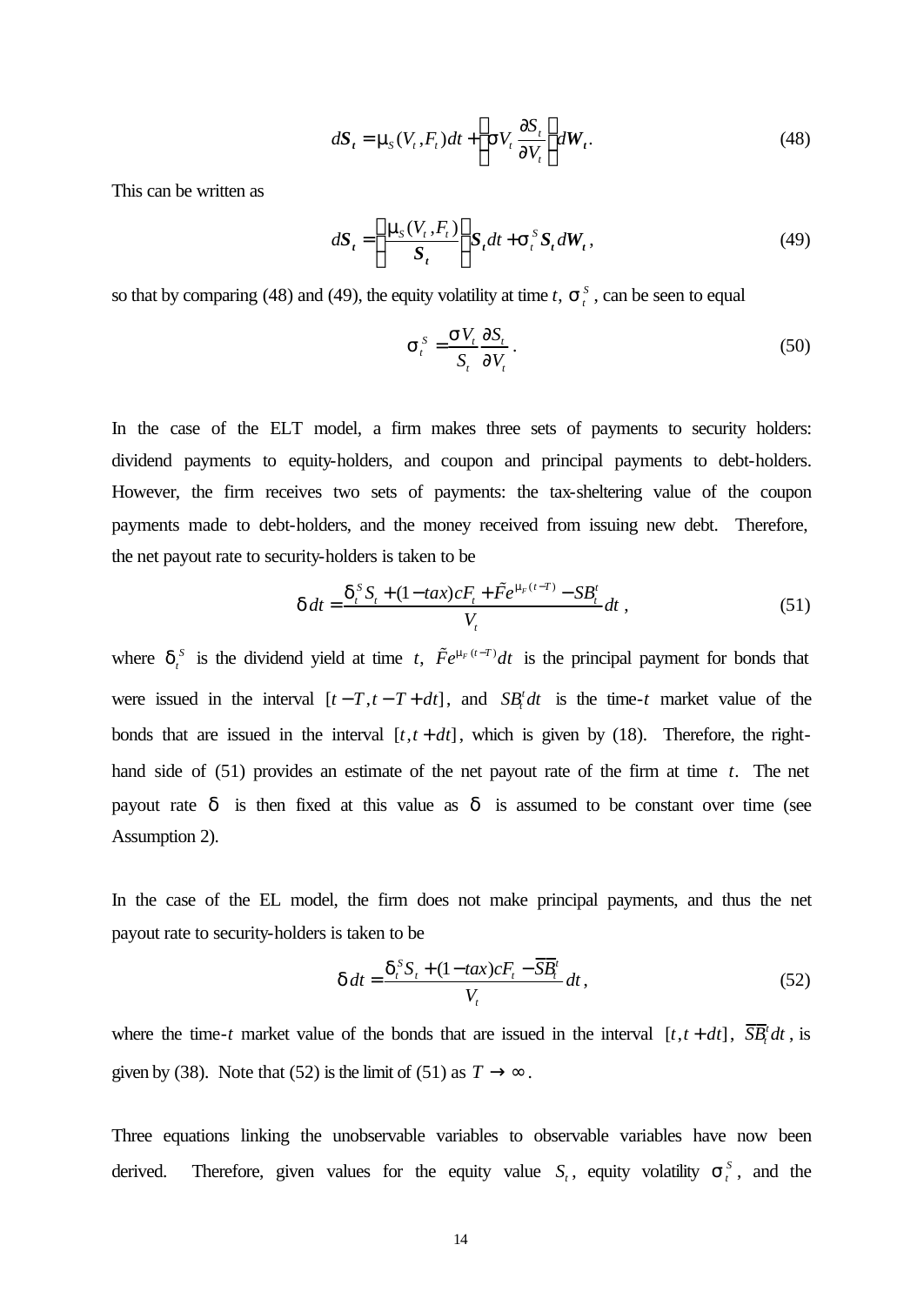$$dS_t = \mu_S(V_t, F_t)dt + \left(\sigma V_t \frac{\partial S_t}{\partial V_t}\right)dW_t. \tag{48}$$

This can be written as

$$dS_t = \left(\frac{\mu_S(V_t, F_t)}{S_t}\right)S_t dt + \sigma_t^S S_t dW_t, \tag{49}$$

so that by comparing (48) and (49), the equity volatility at time $t$, $\sigma_t^S$, can be seen to equal

$$\sigma_t^S = \frac{\sigma V_t}{S_t}\frac{\partial S_t}{\partial V_t}. \tag{50}$$

In the case of the ELT model, a firm makes three sets of payments to security holders: dividend payments to equity-holders, and coupon and principal payments to debt-holders. However, the firm receives two sets of payments: the tax-sheltering value of the coupon payments made to debt-holders, and the money received from issuing new debt. Therefore, the net payout rate to security-holders is taken to be

$$\delta\, dt = \frac{\delta_t^S S_t + (1 - tax)cF_t + \tilde{F}e^{\mu_F(t-T)} - SB_t^t}{V_t}dt, \tag{51}$$

where $\delta_t^S$ is the dividend yield at time $t$, $\tilde{F}e^{\mu_F(t-T)}dt$ is the principal payment for bonds that were issued in the interval $[t - T, t - T + dt]$, and $SB_t^t dt$ is the time-$t$ market value of the bonds that are issued in the interval $[t, t + dt]$, which is given by (18). Therefore, the right-hand side of (51) provides an estimate of the net payout rate of the firm at time $t$. The net payout rate $\delta$ is then fixed at this value as $\delta$ is assumed to be constant over time (see Assumption 2).

In the case of the EL model, the firm does not make principal payments, and thus the net payout rate to security-holders is taken to be

$$\delta\, dt = \frac{\delta_t^S S_t + (1 - tax)cF_t - \overline{SB}_t^t}{V_t}dt, \tag{52}$$

where the time-$t$ market value of the bonds that are issued in the interval $[t, t + dt]$, $\overline{SB}_t^t dt$, is given by (38). Note that (52) is the limit of (51) as $T \to \infty$.

Three equations linking the unobservable variables to observable variables have now been derived. Therefore, given values for the equity value $S_t$, equity volatility $\sigma_t^S$, and the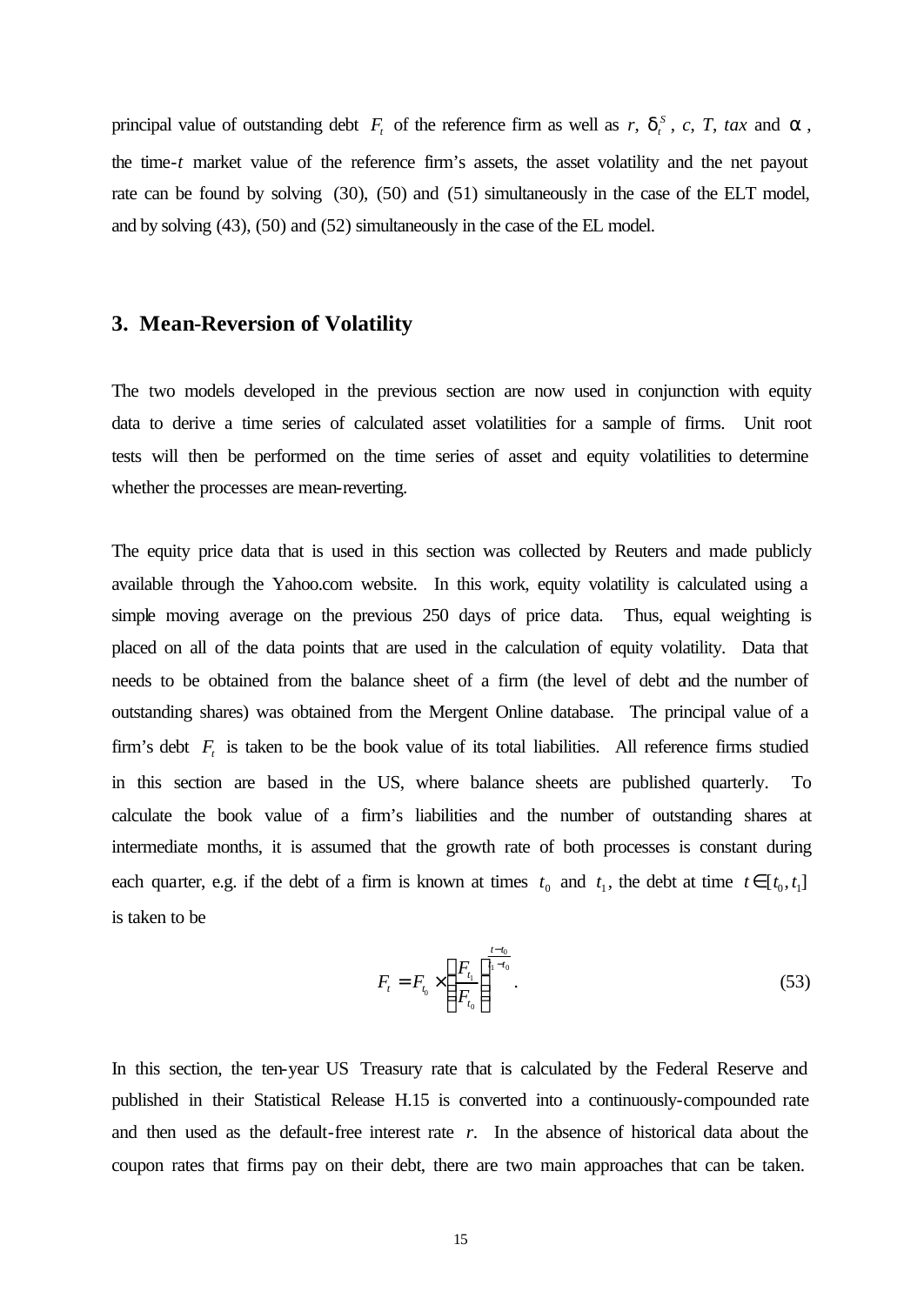principal value of outstanding debt $F_t$ of the reference firm as well as $r$, $\delta_t^S$, $c$, $T$, $tax$ and $\alpha$, the time-$t$ market value of the reference firm's assets, the asset volatility and the net payout rate can be found by solving (30), (50) and (51) simultaneously in the case of the ELT model, and by solving (43), (50) and (52) simultaneously in the case of the EL model.

## 3. Mean-Reversion of Volatility

The two models developed in the previous section are now used in conjunction with equity data to derive a time series of calculated asset volatilities for a sample of firms. Unit root tests will then be performed on the time series of asset and equity volatilities to determine whether the processes are mean-reverting.

The equity price data that is used in this section was collected by Reuters and made publicly available through the Yahoo.com website. In this work, equity volatility is calculated using a simple moving average on the previous 250 days of price data. Thus, equal weighting is placed on all of the data points that are used in the calculation of equity volatility. Data that needs to be obtained from the balance sheet of a firm (the level of debt and the number of outstanding shares) was obtained from the Mergent Online database. The principal value of a firm's debt $F_t$ is taken to be the book value of its total liabilities. All reference firms studied in this section are based in the US, where balance sheets are published quarterly. To calculate the book value of a firm's liabilities and the number of outstanding shares at intermediate months, it is assumed that the growth rate of both processes is constant during each quarter, e.g. if the debt of a firm is known at times $t_0$ and $t_1$, the debt at time $t \in [t_0, t_1]$ is taken to be

$$F_t = F_{t_0} \times \left( \frac{F_{t_1}}{F_{t_0}} \right)^{\frac{t-t_0}{t_1-t_0}}. \tag{53}$$

In this section, the ten-year US Treasury rate that is calculated by the Federal Reserve and published in their Statistical Release H.15 is converted into a continuously-compounded rate and then used as the default-free interest rate $r$. In the absence of historical data about the coupon rates that firms pay on their debt, there are two main approaches that can be taken.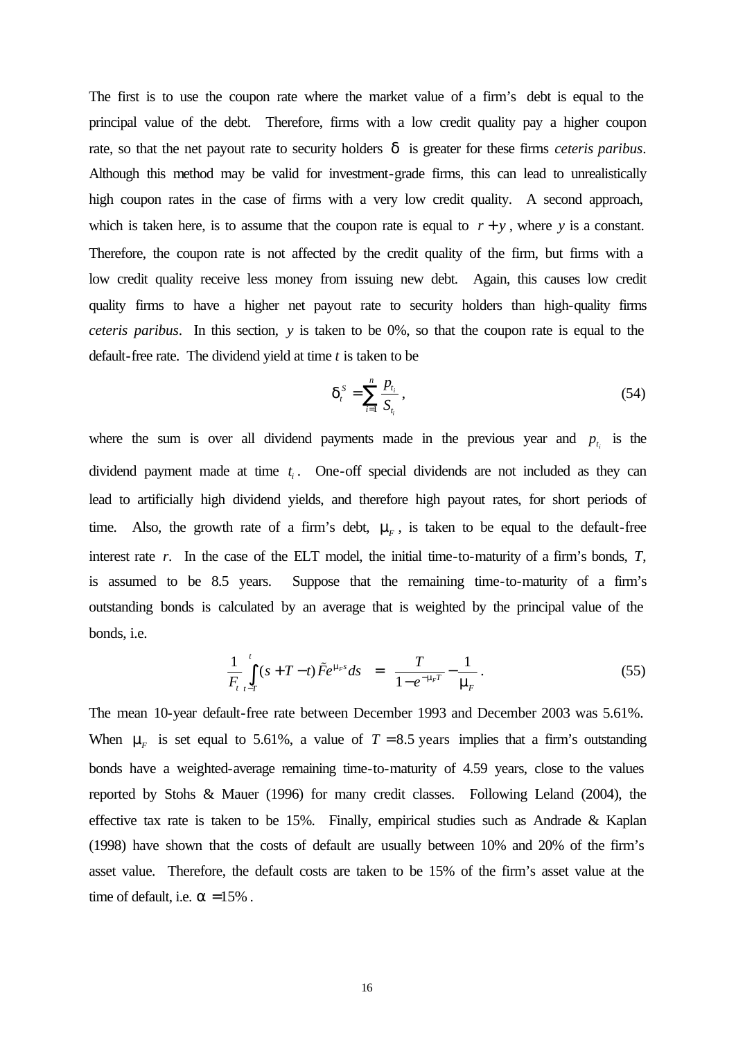The first is to use the coupon rate where the market value of a firm's debt is equal to the principal value of the debt. Therefore, firms with a low credit quality pay a higher coupon rate, so that the net payout rate to security holders $\delta$ is greater for these firms *ceteris paribus*. Although this method may be valid for investment-grade firms, this can lead to unrealistically high coupon rates in the case of firms with a very low credit quality. A second approach, which is taken here, is to assume that the coupon rate is equal to $r + y$, where $y$ is a constant. Therefore, the coupon rate is not affected by the credit quality of the firm, but firms with a low credit quality receive less money from issuing new debt. Again, this causes low credit quality firms to have a higher net payout rate to security holders than high-quality firms *ceteris paribus*. In this section, $y$ is taken to be 0%, so that the coupon rate is equal to the default-free rate. The dividend yield at time $t$ is taken to be

$$\delta_t^S = \sum_{i=1}^{n} \frac{p_{t_i}}{S_{t_i}}, \tag{54}$$

where the sum is over all dividend payments made in the previous year and $p_{t_i}$ is the dividend payment made at time $t_i$. One-off special dividends are not included as they can lead to artificially high dividend yields, and therefore high payout rates, for short periods of time. Also, the growth rate of a firm's debt, $\mu_F$, is taken to be equal to the default-free interest rate $r$. In the case of the ELT model, the initial time-to-maturity of a firm's bonds, $T$, is assumed to be 8.5 years. Suppose that the remaining time-to-maturity of a firm's outstanding bonds is calculated by an average that is weighted by the principal value of the bonds, i.e.

$$\frac{1}{F_t} \int_{t-T}^{t} (s + T - t)\, \tilde{F} e^{\mu_F s} ds \;=\; \frac{T}{1 - e^{-\mu_F T}} - \frac{1}{\mu_F}. \tag{55}$$

The mean 10-year default-free rate between December 1993 and December 2003 was 5.61%. When $\mu_F$ is set equal to 5.61%, a value of $T = 8.5$ years implies that a firm's outstanding bonds have a weighted-average remaining time-to-maturity of 4.59 years, close to the values reported by Stohs & Mauer (1996) for many credit classes. Following Leland (2004), the effective tax rate is taken to be 15%. Finally, empirical studies such as Andrade & Kaplan (1998) have shown that the costs of default are usually between 10% and 20% of the firm's asset value. Therefore, the default costs are taken to be 15% of the firm's asset value at the time of default, i.e. $\alpha = 15\%$.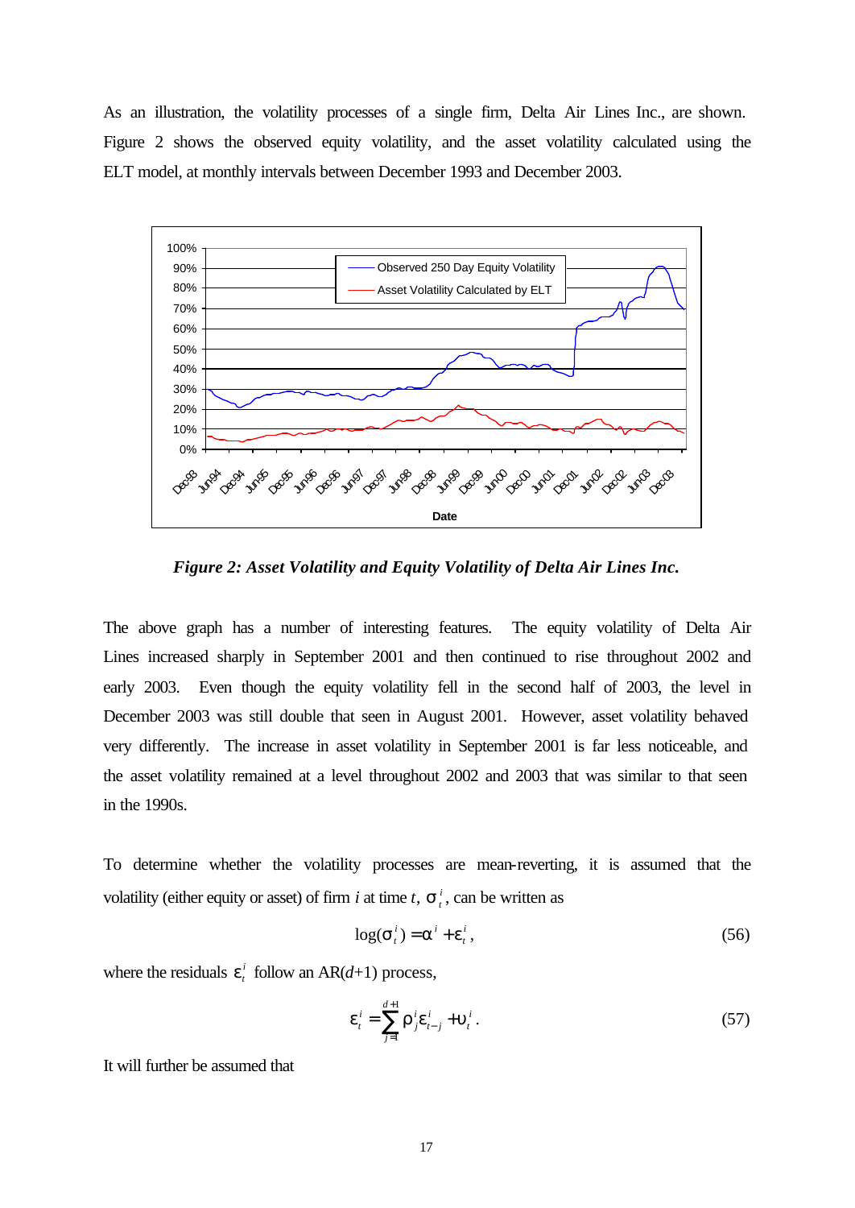As an illustration, the volatility processes of a single firm, Delta Air Lines Inc., are shown. Figure 2 shows the observed equity volatility, and the asset volatility calculated using the ELT model, at monthly intervals between December 1993 and December 2003.

100%
90%
80%
70%
60%
50%
40%
30%
20%
10%
0%

Observed 250 Day Equity Volatility
Asset Volatility Calculated by ELT

Dec-93 Jun-94 Dec-94 Jun-95 Dec-95 Jun-96 Dec-96 Jun-97 Dec-97 Jun-98 Dec-98 Jun-99 Dec-99 Jun-00 Dec-00 Jun-01 Dec-01 Jun-02 Dec-02 Jun-03 Dec-03

Date

***Figure 2: Asset Volatility and Equity Volatility of Delta Air Lines Inc.***

The above graph has a number of interesting features. The equity volatility of Delta Air Lines increased sharply in September 2001 and then continued to rise throughout 2002 and early 2003. Even though the equity volatility fell in the second half of 2003, the level in December 2003 was still double that seen in August 2001. However, asset volatility behaved very differently. The increase in asset volatility in September 2001 is far less noticeable, and the asset volatility remained at a level throughout 2002 and 2003 that was similar to that seen in the 1990s.

To determine whether the volatility processes are mean-reverting, it is assumed that the volatility (either equity or asset) of firm $i$ at time $t$, $\sigma_t^i$, can be written as

$$\log(\sigma_t^i) = \alpha^i + \varepsilon_t^i, \tag{56}$$

where the residuals $\varepsilon_t^i$ follow an AR($d$+1) process,

$$\varepsilon_t^i = \sum_{j=1}^{d+1} \rho_j^i \varepsilon_{t-j}^i + \upsilon_t^i. \tag{57}$$

It will further be assumed that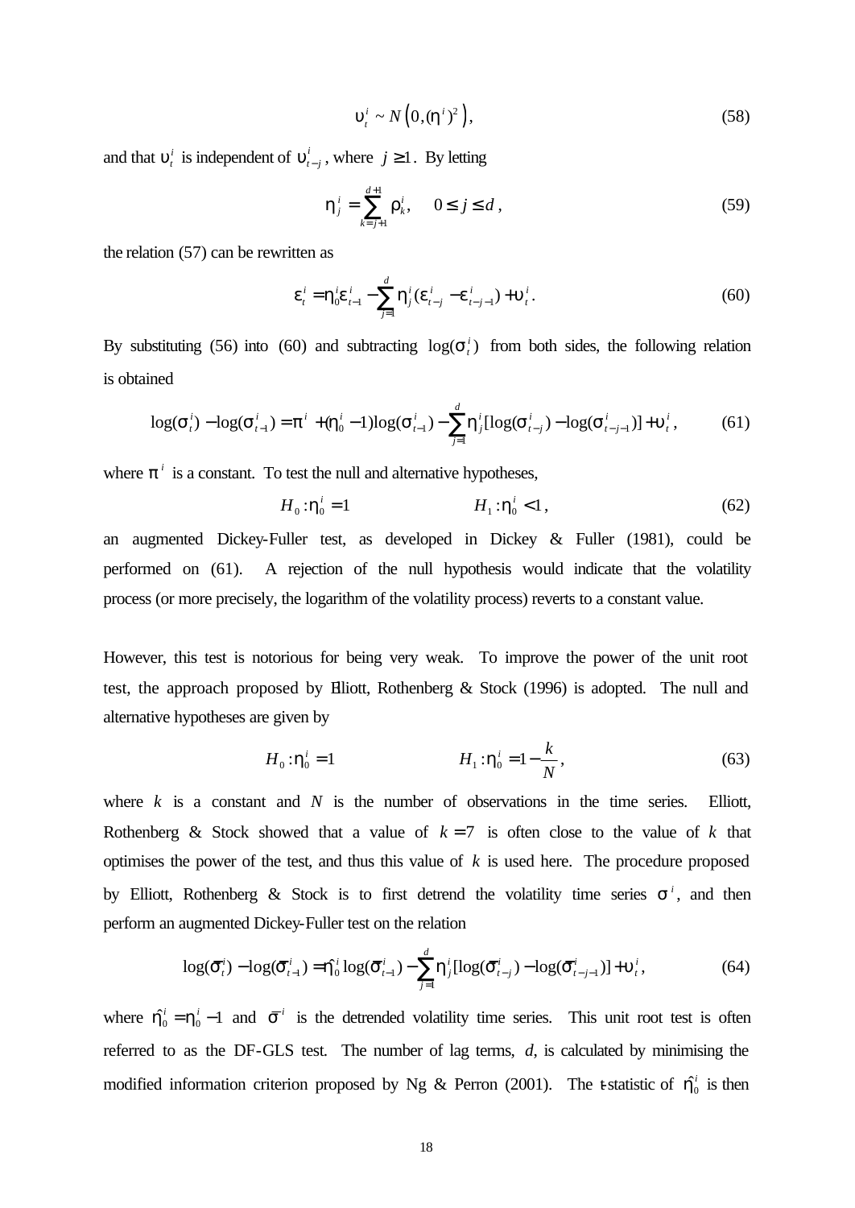$$\upsilon_t^i \sim N\left(0,(\eta^i)^2\right), \tag{58}$$

and that $\upsilon_t^i$ is independent of $\upsilon_{t-j}^i$, where $j \geq 1$. By letting

$$\eta_j^i = \sum_{k=j+1}^{d+1} \rho_k^i, \quad 0 \leq j \leq d, \tag{59}$$

the relation (57) can be rewritten as

$$\varepsilon_t^i = \eta_0^i \varepsilon_{t-1}^i - \sum_{j=1}^{d} \eta_j^i (\varepsilon_{t-j}^i - \varepsilon_{t-j-1}^i) + \upsilon_t^i. \tag{60}$$

By substituting (56) into (60) and subtracting $\log(\sigma_t^i)$ from both sides, the following relation is obtained

$$\log(\sigma_t^i) - \log(\sigma_{t-1}^i) = \pi^i + (\eta_0^i - 1)\log(\sigma_{t-1}^i) - \sum_{j=1}^{d} \eta_j^i [\log(\sigma_{t-j}^i) - \log(\sigma_{t-j-1}^i)] + \upsilon_t^i, \tag{61}$$

where $\pi^i$ is a constant. To test the null and alternative hypotheses,

$$H_0 : \eta_0^i = 1 \qquad\qquad H_1 : \eta_0^i < 1, \tag{62}$$

an augmented Dickey-Fuller test, as developed in Dickey & Fuller (1981), could be performed on (61). A rejection of the null hypothesis would indicate that the volatility process (or more precisely, the logarithm of the volatility process) reverts to a constant value.

However, this test is notorious for being very weak. To improve the power of the unit root test, the approach proposed by Elliott, Rothenberg & Stock (1996) is adopted. The null and alternative hypotheses are given by

$$H_0 : \eta_0^i = 1 \qquad\qquad H_1 : \eta_0^i = 1 - \frac{k}{N}, \tag{63}$$

where $k$ is a constant and $N$ is the number of observations in the time series. Elliott, Rothenberg & Stock showed that a value of $k = 7$ is often close to the value of $k$ that optimises the power of the test, and thus this value of $k$ is used here. The procedure proposed by Elliott, Rothenberg & Stock is to first detrend the volatility time series $\sigma^i$, and then perform an augmented Dickey-Fuller test on the relation

$$\log(\bar{\sigma}_t^i) - \log(\bar{\sigma}_{t-1}^i) = \hat{\eta}_0^i \log(\bar{\sigma}_{t-1}^i) - \sum_{j=1}^{d} \eta_j^i [\log(\bar{\sigma}_{t-j}^i) - \log(\bar{\sigma}_{t-j-1}^i)] + \upsilon_t^i, \tag{64}$$

where $\hat{\eta}_0^i = \eta_0^i - 1$ and $\bar{\sigma}^i$ is the detrended volatility time series. This unit root test is often referred to as the DF-GLS test. The number of lag terms, $d$, is calculated by minimising the modified information criterion proposed by Ng & Perron (2001). The t-statistic of $\hat{\eta}_0^i$ is then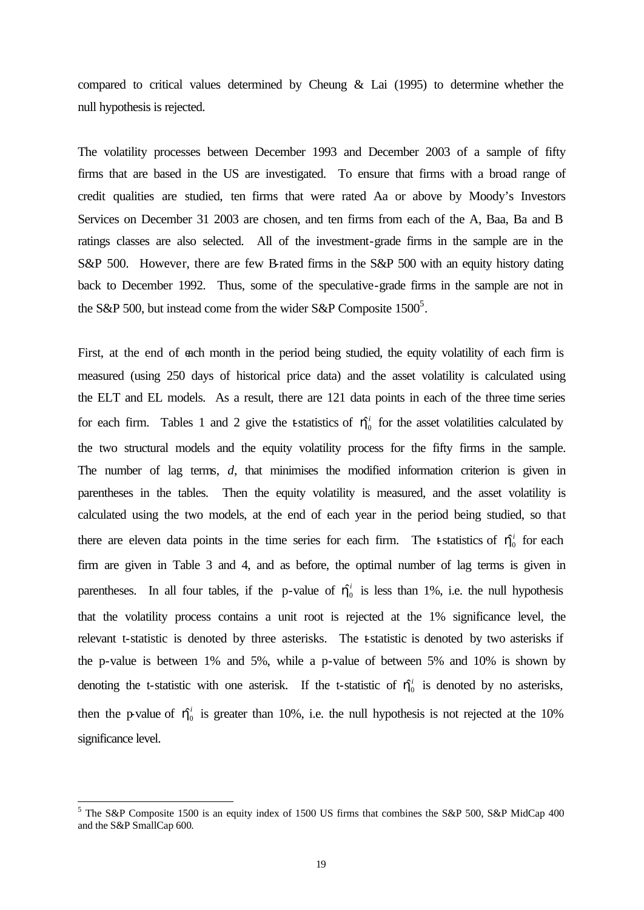compared to critical values determined by Cheung & Lai (1995) to determine whether the null hypothesis is rejected.

The volatility processes between December 1993 and December 2003 of a sample of fifty firms that are based in the US are investigated. To ensure that firms with a broad range of credit qualities are studied, ten firms that were rated Aa or above by Moody's Investors Services on December 31 2003 are chosen, and ten firms from each of the A, Baa, Ba and B ratings classes are also selected. All of the investment-grade firms in the sample are in the S&P 500. However, there are few B-rated firms in the S&P 500 with an equity history dating back to December 1992. Thus, some of the speculative-grade firms in the sample are not in the S&P 500, but instead come from the wider S&P Composite 1500[5].

First, at the end of each month in the period being studied, the equity volatility of each firm is measured (using 250 days of historical price data) and the asset volatility is calculated using the ELT and EL models. As a result, there are 121 data points in each of the three time series for each firm. Tables 1 and 2 give the t-statistics of $\hat{\eta}_0^i$ for the asset volatilities calculated by the two structural models and the equity volatility process for the fifty firms in the sample. The number of lag terms, *d*, that minimises the modified information criterion is given in parentheses in the tables. Then the equity volatility is measured, and the asset volatility is calculated using the two models, at the end of each year in the period being studied, so that there are eleven data points in the time series for each firm. The t-statistics of $\hat{\eta}_0^i$ for each firm are given in Table 3 and 4, and as before, the optimal number of lag terms is given in parentheses. In all four tables, if the p-value of $\hat{\eta}_0^i$ is less than 1%, i.e. the null hypothesis that the volatility process contains a unit root is rejected at the 1% significance level, the relevant t-statistic is denoted by three asterisks. The t-statistic is denoted by two asterisks if the p-value is between 1% and 5%, while a p-value of between 5% and 10% is shown by denoting the t-statistic with one asterisk. If the t-statistic of $\hat{\eta}_0^i$ is denoted by no asterisks, then the p-value of $\hat{\eta}_0^i$ is greater than 10%, i.e. the null hypothesis is not rejected at the 10% significance level.

[5] The S&P Composite 1500 is an equity index of 1500 US firms that combines the S&P 500, S&P MidCap 400 and the S&P SmallCap 600.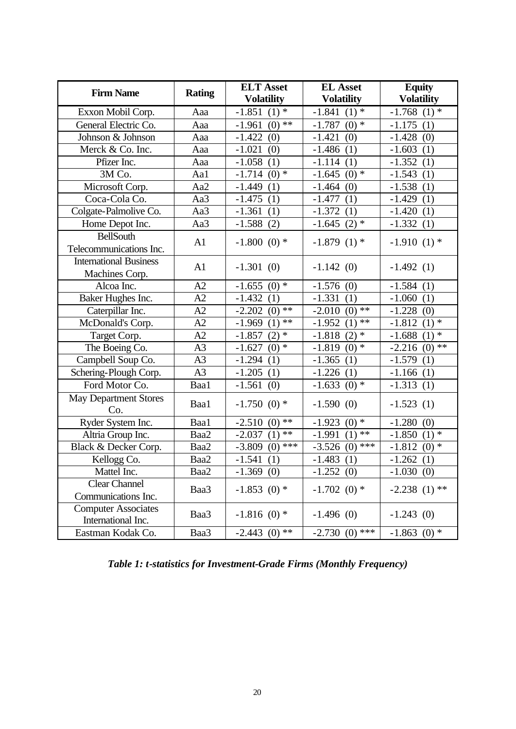| Firm Name | Rating | ELT Asset Volatility | EL Asset Volatility | Equity Volatility |
|---|---|---|---|---|
| Exxon Mobil Corp. | Aaa | -1.851 (1) * | -1.841 (1) * | -1.768 (1) * |
| General Electric Co. | Aaa | -1.961 (0) ** | -1.787 (0) * | -1.175 (1) |
| Johnson & Johnson | Aaa | -1.422 (0) | -1.421 (0) | -1.428 (0) |
| Merck & Co. Inc. | Aaa | -1.021 (0) | -1.486 (1) | -1.603 (1) |
| Pfizer Inc. | Aaa | -1.058 (1) | -1.114 (1) | -1.352 (1) |
| 3M Co. | Aa1 | -1.714 (0) * | -1.645 (0) * | -1.543 (1) |
| Microsoft Corp. | Aa2 | -1.449 (1) | -1.464 (0) | -1.538 (1) |
| Coca-Cola Co. | Aa3 | -1.475 (1) | -1.477 (1) | -1.429 (1) |
| Colgate-Palmolive Co. | Aa3 | -1.361 (1) | -1.372 (1) | -1.420 (1) |
| Home Depot Inc. | Aa3 | -1.588 (2) | -1.645 (2) * | -1.332 (1) |
| BellSouth Telecommunications Inc. | A1 | -1.800 (0) * | -1.879 (1) * | -1.910 (1) * |
| International Business Machines Corp. | A1 | -1.301 (0) | -1.142 (0) | -1.492 (1) |
| Alcoa Inc. | A2 | -1.655 (0) * | -1.576 (0) | -1.584 (1) |
| Baker Hughes Inc. | A2 | -1.432 (1) | -1.331 (1) | -1.060 (1) |
| Caterpillar Inc. | A2 | -2.202 (0) ** | -2.010 (0) ** | -1.228 (0) |
| McDonald's Corp. | A2 | -1.969 (1) ** | -1.952 (1) ** | -1.812 (1) * |
| Target Corp. | A2 | -1.857 (2) * | -1.818 (2) * | -1.688 (1) * |
| The Boeing Co. | A3 | -1.627 (0) * | -1.819 (0) * | -2.216 (0) ** |
| Campbell Soup Co. | A3 | -1.294 (1) | -1.365 (1) | -1.579 (1) |
| Schering-Plough Corp. | A3 | -1.205 (1) | -1.226 (1) | -1.166 (1) |
| Ford Motor Co. | Baa1 | -1.561 (0) | -1.633 (0) * | -1.313 (1) |
| May Department Stores Co. | Baa1 | -1.750 (0) * | -1.590 (0) | -1.523 (1) |
| Ryder System Inc. | Baa1 | -2.510 (0) ** | -1.923 (0) * | -1.280 (0) |
| Altria Group Inc. | Baa2 | -2.037 (1) ** | -1.991 (1) ** | -1.850 (1) * |
| Black & Decker Corp. | Baa2 | -3.809 (0) *** | -3.526 (0) *** | -1.812 (0) * |
| Kellogg Co. | Baa2 | -1.541 (1) | -1.483 (1) | -1.262 (1) |
| Mattel Inc. | Baa2 | -1.369 (0) | -1.252 (0) | -1.030 (0) |
| Clear Channel Communications Inc. | Baa3 | -1.853 (0) * | -1.702 (0) * | -2.238 (1) ** |
| Computer Associates International Inc. | Baa3 | -1.816 (0) * | -1.496 (0) | -1.243 (0) |
| Eastman Kodak Co. | Baa3 | -2.443 (0) ** | -2.730 (0) *** | -1.863 (0) * |

***Table 1: t-statistics for Investment-Grade Firms (Monthly Frequency)***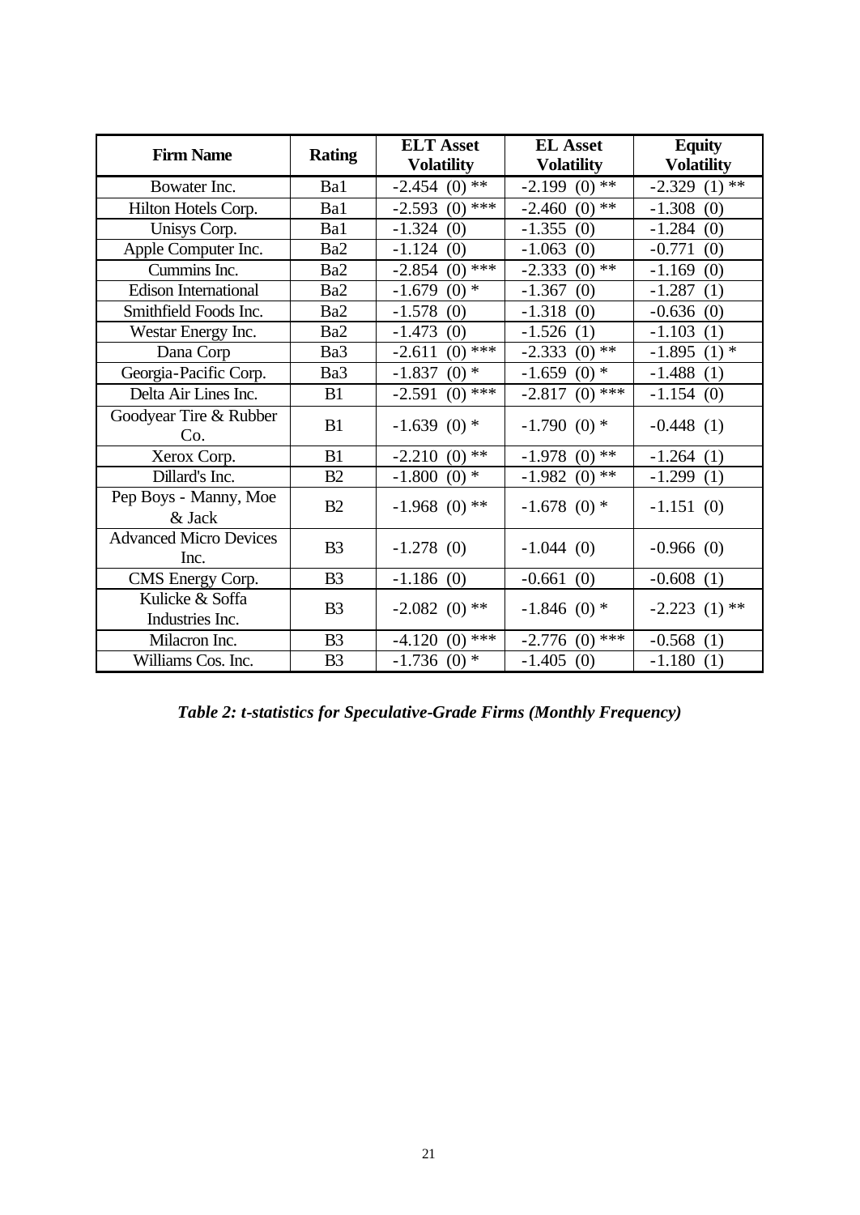| Firm Name | Rating | ELT Asset Volatility | EL Asset Volatility | Equity Volatility |
|---|---|---|---|---|
| Bowater Inc. | Ba1 | -2.454 (0) ** | -2.199 (0) ** | -2.329 (1) ** |
| Hilton Hotels Corp. | Ba1 | -2.593 (0) *** | -2.460 (0) ** | -1.308 (0) |
| Unisys Corp. | Ba1 | -1.324 (0) | -1.355 (0) | -1.284 (0) |
| Apple Computer Inc. | Ba2 | -1.124 (0) | -1.063 (0) | -0.771 (0) |
| Cummins Inc. | Ba2 | -2.854 (0) *** | -2.333 (0) ** | -1.169 (0) |
| Edison International | Ba2 | -1.679 (0) * | -1.367 (0) | -1.287 (1) |
| Smithfield Foods Inc. | Ba2 | -1.578 (0) | -1.318 (0) | -0.636 (0) |
| Westar Energy Inc. | Ba2 | -1.473 (0) | -1.526 (1) | -1.103 (1) |
| Dana Corp | Ba3 | -2.611 (0) *** | -2.333 (0) ** | -1.895 (1) * |
| Georgia-Pacific Corp. | Ba3 | -1.837 (0) * | -1.659 (0) * | -1.488 (1) |
| Delta Air Lines Inc. | B1 | -2.591 (0) *** | -2.817 (0) *** | -1.154 (0) |
| Goodyear Tire & Rubber Co. | B1 | -1.639 (0) * | -1.790 (0) * | -0.448 (1) |
| Xerox Corp. | B1 | -2.210 (0) ** | -1.978 (0) ** | -1.264 (1) |
| Dillard's Inc. | B2 | -1.800 (0) * | -1.982 (0) ** | -1.299 (1) |
| Pep Boys - Manny, Moe & Jack | B2 | -1.968 (0) ** | -1.678 (0) * | -1.151 (0) |
| Advanced Micro Devices Inc. | B3 | -1.278 (0) | -1.044 (0) | -0.966 (0) |
| CMS Energy Corp. | B3 | -1.186 (0) | -0.661 (0) | -0.608 (1) |
| Kulicke & Soffa Industries Inc. | B3 | -2.082 (0) ** | -1.846 (0) * | -2.223 (1) ** |
| Milacron Inc. | B3 | -4.120 (0) *** | -2.776 (0) *** | -0.568 (1) |
| Williams Cos. Inc. | B3 | -1.736 (0) * | -1.405 (0) | -1.180 (1) |

***Table 2: t-statistics for Speculative-Grade Firms (Monthly Frequency)***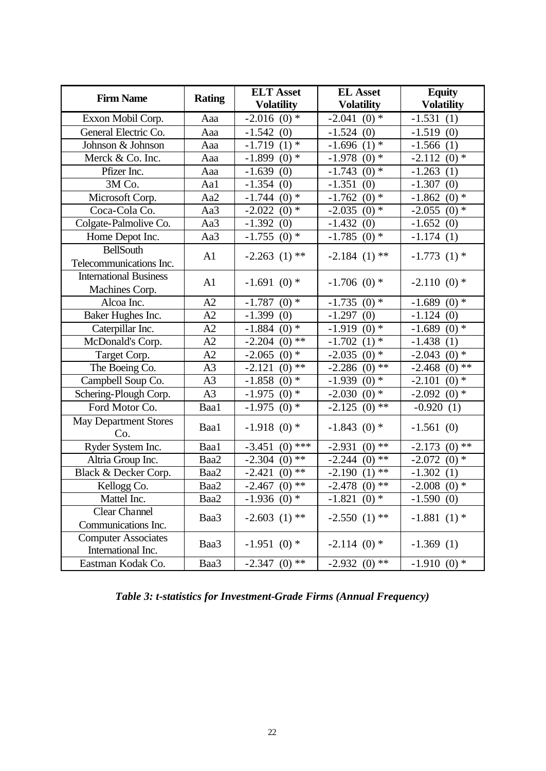| Firm Name | Rating | ELT Asset Volatility | EL Asset Volatility | Equity Volatility |
|---|---|---|---|---|
| Exxon Mobil Corp. | Aaa | -2.016 (0) * | -2.041 (0) * | -1.531 (1) |
| General Electric Co. | Aaa | -1.542 (0) | -1.524 (0) | -1.519 (0) |
| Johnson & Johnson | Aaa | -1.719 (1) * | -1.696 (1) * | -1.566 (1) |
| Merck & Co. Inc. | Aaa | -1.899 (0) * | -1.978 (0) * | -2.112 (0) * |
| Pfizer Inc. | Aaa | -1.639 (0) | -1.743 (0) * | -1.263 (1) |
| 3M Co. | Aa1 | -1.354 (0) | -1.351 (0) | -1.307 (0) |
| Microsoft Corp. | Aa2 | -1.744 (0) * | -1.762 (0) * | -1.862 (0) * |
| Coca-Cola Co. | Aa3 | -2.022 (0) * | -2.035 (0) * | -2.055 (0) * |
| Colgate-Palmolive Co. | Aa3 | -1.392 (0) | -1.432 (0) | -1.652 (0) |
| Home Depot Inc. | Aa3 | -1.755 (0) * | -1.785 (0) * | -1.174 (1) |
| BellSouth Telecommunications Inc. | A1 | -2.263 (1) ** | -2.184 (1) ** | -1.773 (1) * |
| International Business Machines Corp. | A1 | -1.691 (0) * | -1.706 (0) * | -2.110 (0) * |
| Alcoa Inc. | A2 | -1.787 (0) * | -1.735 (0) * | -1.689 (0) * |
| Baker Hughes Inc. | A2 | -1.399 (0) | -1.297 (0) | -1.124 (0) |
| Caterpillar Inc. | A2 | -1.884 (0) * | -1.919 (0) * | -1.689 (0) * |
| McDonald's Corp. | A2 | -2.204 (0) ** | -1.702 (1) * | -1.438 (1) |
| Target Corp. | A2 | -2.065 (0) * | -2.035 (0) * | -2.043 (0) * |
| The Boeing Co. | A3 | -2.121 (0) ** | -2.286 (0) ** | -2.468 (0) ** |
| Campbell Soup Co. | A3 | -1.858 (0) * | -1.939 (0) * | -2.101 (0) * |
| Schering-Plough Corp. | A3 | -1.975 (0) * | -2.030 (0) * | -2.092 (0) * |
| Ford Motor Co. | Baa1 | -1.975 (0) * | -2.125 (0) ** | -0.920 (1) |
| May Department Stores Co. | Baa1 | -1.918 (0) * | -1.843 (0) * | -1.561 (0) |
| Ryder System Inc. | Baa1 | -3.451 (0) *** | -2.931 (0) ** | -2.173 (0) ** |
| Altria Group Inc. | Baa2 | -2.304 (0) ** | -2.244 (0) ** | -2.072 (0) * |
| Black & Decker Corp. | Baa2 | -2.421 (0) ** | -2.190 (1) ** | -1.302 (1) |
| Kellogg Co. | Baa2 | -2.467 (0) ** | -2.478 (0) ** | -2.008 (0) * |
| Mattel Inc. | Baa2 | -1.936 (0) * | -1.821 (0) * | -1.590 (0) |
| Clear Channel Communications Inc. | Baa3 | -2.603 (1) ** | -2.550 (1) ** | -1.881 (1) * |
| Computer Associates International Inc. | Baa3 | -1.951 (0) * | -2.114 (0) * | -1.369 (1) |
| Eastman Kodak Co. | Baa3 | -2.347 (0) ** | -2.932 (0) ** | -1.910 (0) * |

***Table 3: t-statistics for Investment-Grade Firms (Annual Frequency)***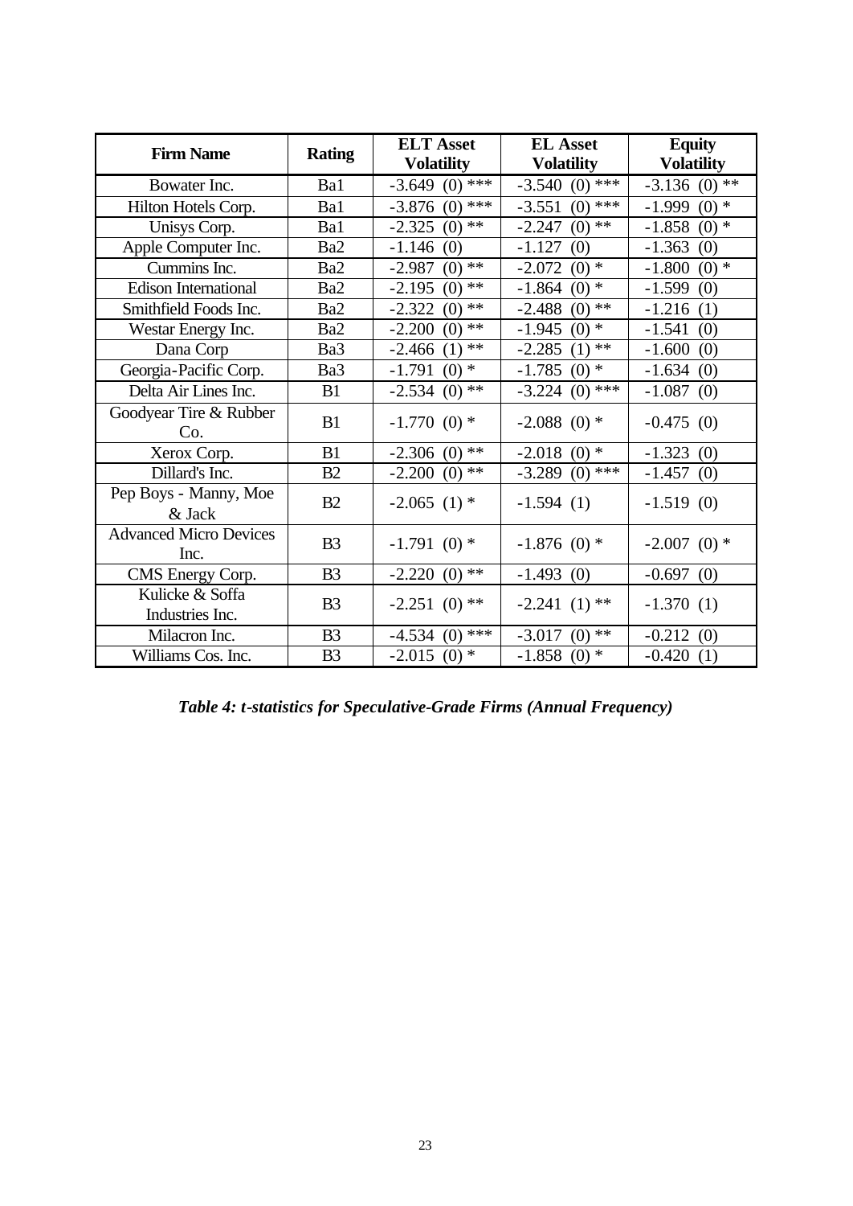| Firm Name | Rating | ELT Asset Volatility | EL Asset Volatility | Equity Volatility |
|---|---|---|---|---|
| Bowater Inc. | Ba1 | -3.649 (0) *** | -3.540 (0) *** | -3.136 (0) ** |
| Hilton Hotels Corp. | Ba1 | -3.876 (0) *** | -3.551 (0) *** | -1.999 (0) * |
| Unisys Corp. | Ba1 | -2.325 (0) ** | -2.247 (0) ** | -1.858 (0) * |
| Apple Computer Inc. | Ba2 | -1.146 (0) | -1.127 (0) | -1.363 (0) |
| Cummins Inc. | Ba2 | -2.987 (0) ** | -2.072 (0) * | -1.800 (0) * |
| Edison International | Ba2 | -2.195 (0) ** | -1.864 (0) * | -1.599 (0) |
| Smithfield Foods Inc. | Ba2 | -2.322 (0) ** | -2.488 (0) ** | -1.216 (1) |
| Westar Energy Inc. | Ba2 | -2.200 (0) ** | -1.945 (0) * | -1.541 (0) |
| Dana Corp | Ba3 | -2.466 (1) ** | -2.285 (1) ** | -1.600 (0) |
| Georgia-Pacific Corp. | Ba3 | -1.791 (0) * | -1.785 (0) * | -1.634 (0) |
| Delta Air Lines Inc. | B1 | -2.534 (0) ** | -3.224 (0) *** | -1.087 (0) |
| Goodyear Tire & Rubber Co. | B1 | -1.770 (0) * | -2.088 (0) * | -0.475 (0) |
| Xerox Corp. | B1 | -2.306 (0) ** | -2.018 (0) * | -1.323 (0) |
| Dillard's Inc. | B2 | -2.200 (0) ** | -3.289 (0) *** | -1.457 (0) |
| Pep Boys - Manny, Moe & Jack | B2 | -2.065 (1) * | -1.594 (1) | -1.519 (0) |
| Advanced Micro Devices Inc. | B3 | -1.791 (0) * | -1.876 (0) * | -2.007 (0) * |
| CMS Energy Corp. | B3 | -2.220 (0) ** | -1.493 (0) | -0.697 (0) |
| Kulicke & Soffa Industries Inc. | B3 | -2.251 (0) ** | -2.241 (1) ** | -1.370 (1) |
| Milacron Inc. | B3 | -4.534 (0) *** | -3.017 (0) ** | -0.212 (0) |
| Williams Cos. Inc. | B3 | -2.015 (0) * | -1.858 (0) * | -0.420 (1) |

***Table 4: t-statistics for Speculative-Grade Firms (Annual Frequency)***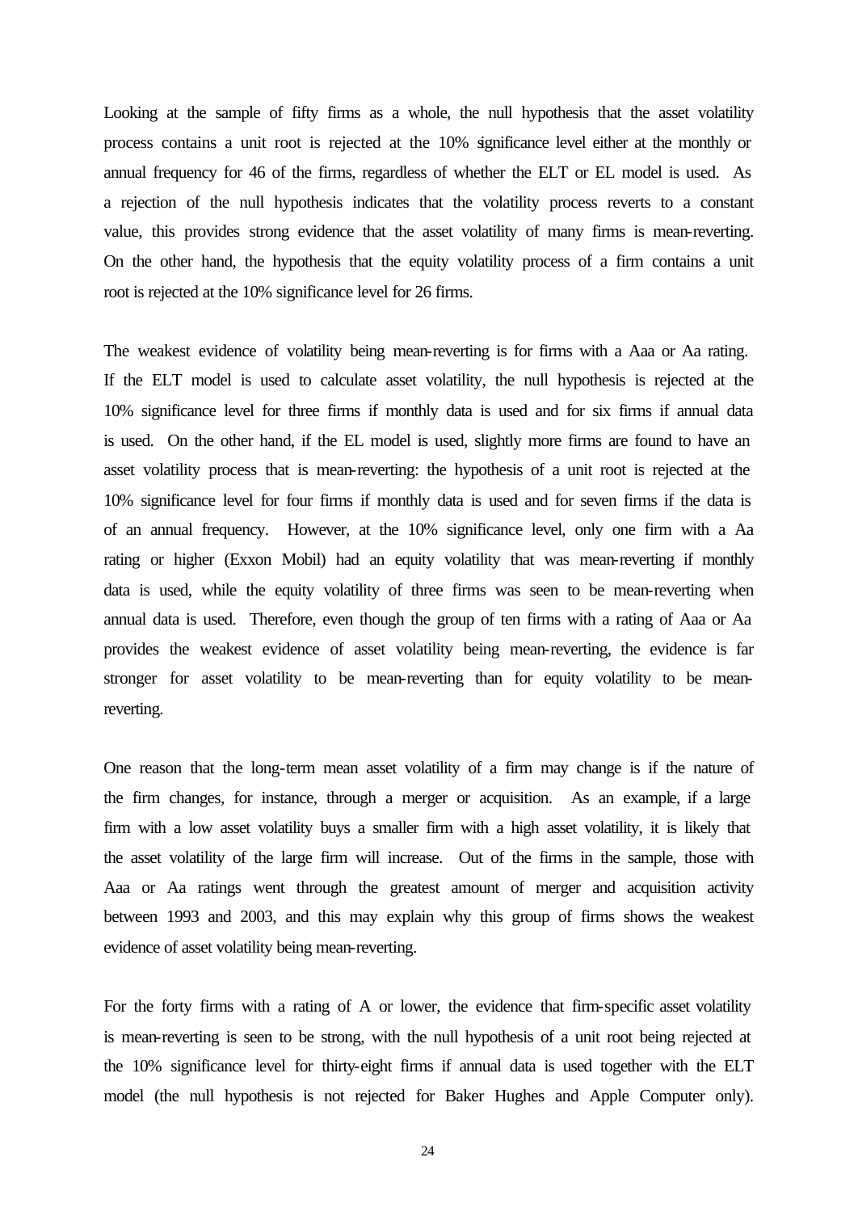Looking at the sample of fifty firms as a whole, the null hypothesis that the asset volatility process contains a unit root is rejected at the 10% significance level either at the monthly or annual frequency for 46 of the firms, regardless of whether the ELT or EL model is used. As a rejection of the null hypothesis indicates that the volatility process reverts to a constant value, this provides strong evidence that the asset volatility of many firms is mean-reverting. On the other hand, the hypothesis that the equity volatility process of a firm contains a unit root is rejected at the 10% significance level for 26 firms.

The weakest evidence of volatility being mean-reverting is for firms with a Aaa or Aa rating. If the ELT model is used to calculate asset volatility, the null hypothesis is rejected at the 10% significance level for three firms if monthly data is used and for six firms if annual data is used. On the other hand, if the EL model is used, slightly more firms are found to have an asset volatility process that is mean-reverting: the hypothesis of a unit root is rejected at the 10% significance level for four firms if monthly data is used and for seven firms if the data is of an annual frequency. However, at the 10% significance level, only one firm with a Aa rating or higher (Exxon Mobil) had an equity volatility that was mean-reverting if monthly data is used, while the equity volatility of three firms was seen to be mean-reverting when annual data is used. Therefore, even though the group of ten firms with a rating of Aaa or Aa provides the weakest evidence of asset volatility being mean-reverting, the evidence is far stronger for asset volatility to be mean-reverting than for equity volatility to be mean-reverting.

One reason that the long-term mean asset volatility of a firm may change is if the nature of the firm changes, for instance, through a merger or acquisition. As an example, if a large firm with a low asset volatility buys a smaller firm with a high asset volatility, it is likely that the asset volatility of the large firm will increase. Out of the firms in the sample, those with Aaa or Aa ratings went through the greatest amount of merger and acquisition activity between 1993 and 2003, and this may explain why this group of firms shows the weakest evidence of asset volatility being mean-reverting.

For the forty firms with a rating of A or lower, the evidence that firm-specific asset volatility is mean-reverting is seen to be strong, with the null hypothesis of a unit root being rejected at the 10% significance level for thirty-eight firms if annual data is used together with the ELT model (the null hypothesis is not rejected for Baker Hughes and Apple Computer only).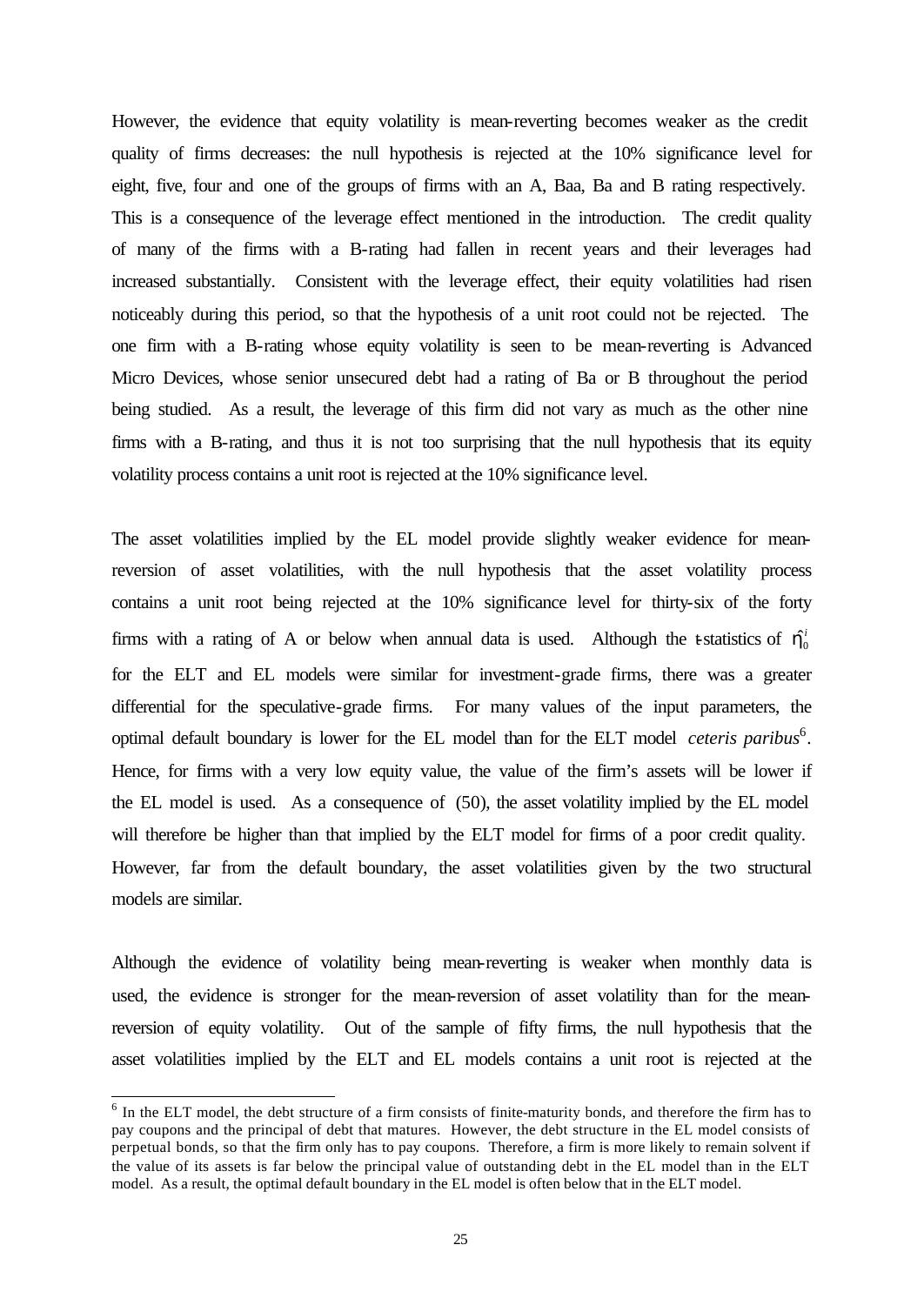However, the evidence that equity volatility is mean-reverting becomes weaker as the credit quality of firms decreases: the null hypothesis is rejected at the 10% significance level for eight, five, four and one of the groups of firms with an A, Baa, Ba and B rating respectively. This is a consequence of the leverage effect mentioned in the introduction. The credit quality of many of the firms with a B-rating had fallen in recent years and their leverages had increased substantially. Consistent with the leverage effect, their equity volatilities had risen noticeably during this period, so that the hypothesis of a unit root could not be rejected. The one firm with a B-rating whose equity volatility is seen to be mean-reverting is Advanced Micro Devices, whose senior unsecured debt had a rating of Ba or B throughout the period being studied. As a result, the leverage of this firm did not vary as much as the other nine firms with a B-rating, and thus it is not too surprising that the null hypothesis that its equity volatility process contains a unit root is rejected at the 10% significance level.

The asset volatilities implied by the EL model provide slightly weaker evidence for mean-reversion of asset volatilities, with the null hypothesis that the asset volatility process contains a unit root being rejected at the 10% significance level for thirty-six of the forty firms with a rating of A or below when annual data is used. Although the t-statistics of $\hat{\eta}_0^i$ for the ELT and EL models were similar for investment-grade firms, there was a greater differential for the speculative-grade firms. For many values of the input parameters, the optimal default boundary is lower for the EL model than for the ELT model *ceteris paribus*[6]. Hence, for firms with a very low equity value, the value of the firm's assets will be lower if the EL model is used. As a consequence of (50), the asset volatility implied by the EL model will therefore be higher than that implied by the ELT model for firms of a poor credit quality. However, far from the default boundary, the asset volatilities given by the two structural models are similar.

Although the evidence of volatility being mean-reverting is weaker when monthly data is used, the evidence is stronger for the mean-reversion of asset volatility than for the mean-reversion of equity volatility. Out of the sample of fifty firms, the null hypothesis that the asset volatilities implied by the ELT and EL models contains a unit root is rejected at the

[6] In the ELT model, the debt structure of a firm consists of finite-maturity bonds, and therefore the firm has to pay coupons and the principal of debt that matures. However, the debt structure in the EL model consists of perpetual bonds, so that the firm only has to pay coupons. Therefore, a firm is more likely to remain solvent if the value of its assets is far below the principal value of outstanding debt in the EL model than in the ELT model. As a result, the optimal default boundary in the EL model is often below that in the ELT model.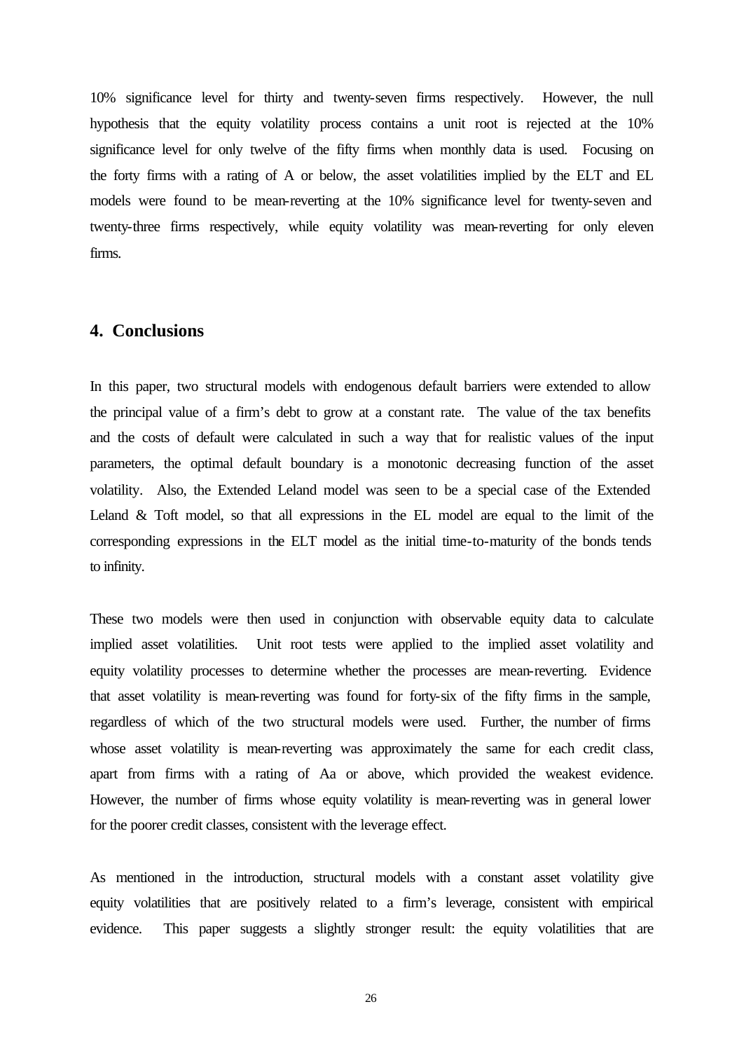10% significance level for thirty and twenty-seven firms respectively. However, the null hypothesis that the equity volatility process contains a unit root is rejected at the 10% significance level for only twelve of the fifty firms when monthly data is used. Focusing on the forty firms with a rating of A or below, the asset volatilities implied by the ELT and EL models were found to be mean-reverting at the 10% significance level for twenty-seven and twenty-three firms respectively, while equity volatility was mean-reverting for only eleven firms.

## 4. Conclusions

In this paper, two structural models with endogenous default barriers were extended to allow the principal value of a firm's debt to grow at a constant rate. The value of the tax benefits and the costs of default were calculated in such a way that for realistic values of the input parameters, the optimal default boundary is a monotonic decreasing function of the asset volatility. Also, the Extended Leland model was seen to be a special case of the Extended Leland & Toft model, so that all expressions in the EL model are equal to the limit of the corresponding expressions in the ELT model as the initial time-to-maturity of the bonds tends to infinity.

These two models were then used in conjunction with observable equity data to calculate implied asset volatilities. Unit root tests were applied to the implied asset volatility and equity volatility processes to determine whether the processes are mean-reverting. Evidence that asset volatility is mean-reverting was found for forty-six of the fifty firms in the sample, regardless of which of the two structural models were used. Further, the number of firms whose asset volatility is mean-reverting was approximately the same for each credit class, apart from firms with a rating of Aa or above, which provided the weakest evidence. However, the number of firms whose equity volatility is mean-reverting was in general lower for the poorer credit classes, consistent with the leverage effect.

As mentioned in the introduction, structural models with a constant asset volatility give equity volatilities that are positively related to a firm's leverage, consistent with empirical evidence. This paper suggests a slightly stronger result: the equity volatilities that are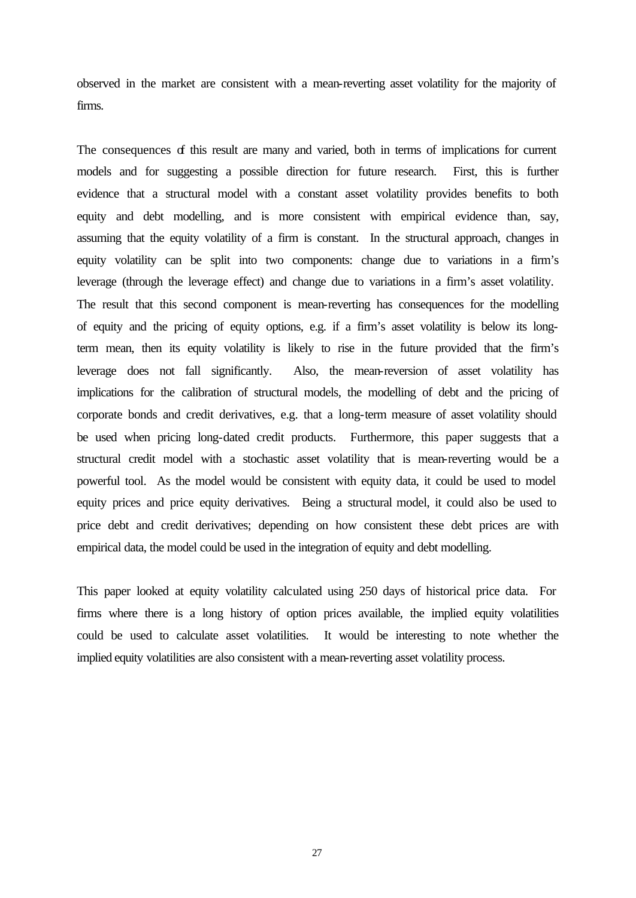observed in the market are consistent with a mean-reverting asset volatility for the majority of firms.

The consequences of this result are many and varied, both in terms of implications for current models and for suggesting a possible direction for future research. First, this is further evidence that a structural model with a constant asset volatility provides benefits to both equity and debt modelling, and is more consistent with empirical evidence than, say, assuming that the equity volatility of a firm is constant. In the structural approach, changes in equity volatility can be split into two components: change due to variations in a firm's leverage (through the leverage effect) and change due to variations in a firm's asset volatility. The result that this second component is mean-reverting has consequences for the modelling of equity and the pricing of equity options, e.g. if a firm's asset volatility is below its long-term mean, then its equity volatility is likely to rise in the future provided that the firm's leverage does not fall significantly. Also, the mean-reversion of asset volatility has implications for the calibration of structural models, the modelling of debt and the pricing of corporate bonds and credit derivatives, e.g. that a long-term measure of asset volatility should be used when pricing long-dated credit products. Furthermore, this paper suggests that a structural credit model with a stochastic asset volatility that is mean-reverting would be a powerful tool. As the model would be consistent with equity data, it could be used to model equity prices and price equity derivatives. Being a structural model, it could also be used to price debt and credit derivatives; depending on how consistent these debt prices are with empirical data, the model could be used in the integration of equity and debt modelling.

This paper looked at equity volatility calculated using 250 days of historical price data. For firms where there is a long history of option prices available, the implied equity volatilities could be used to calculate asset volatilities. It would be interesting to note whether the implied equity volatilities are also consistent with a mean-reverting asset volatility process.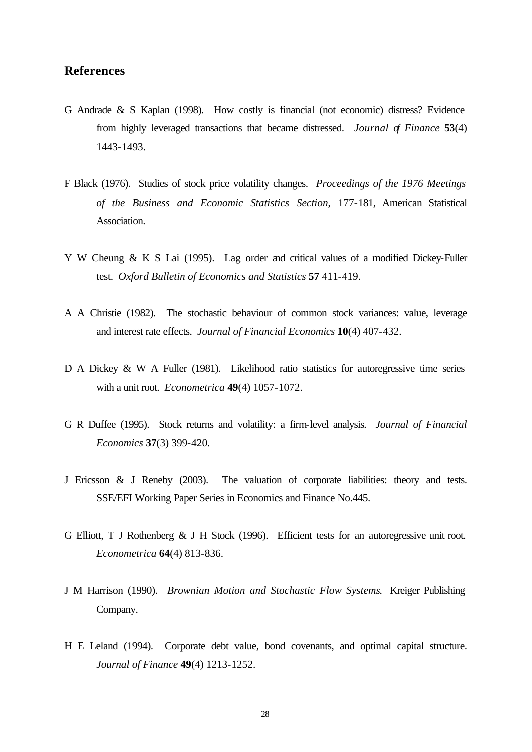## References

G Andrade & S Kaplan (1998). How costly is financial (not economic) distress? Evidence from highly leveraged transactions that became distressed. *Journal of Finance* **53**(4) 1443-1493.

F Black (1976). Studies of stock price volatility changes. *Proceedings of the 1976 Meetings of the Business and Economic Statistics Section*, 177-181, American Statistical Association.

Y W Cheung & K S Lai (1995). Lag order and critical values of a modified Dickey-Fuller test. *Oxford Bulletin of Economics and Statistics* **57** 411-419.

A A Christie (1982). The stochastic behaviour of common stock variances: value, leverage and interest rate effects. *Journal of Financial Economics* **10**(4) 407-432.

D A Dickey & W A Fuller (1981). Likelihood ratio statistics for autoregressive time series with a unit root. *Econometrica* **49**(4) 1057-1072.

G R Duffee (1995). Stock returns and volatility: a firm-level analysis. *Journal of Financial Economics* **37**(3) 399-420.

J Ericsson & J Reneby (2003). The valuation of corporate liabilities: theory and tests. SSE/EFI Working Paper Series in Economics and Finance No.445.

G Elliott, T J Rothenberg & J H Stock (1996). Efficient tests for an autoregressive unit root. *Econometrica* **64**(4) 813-836.

J M Harrison (1990). *Brownian Motion and Stochastic Flow Systems*. Kreiger Publishing Company.

H E Leland (1994). Corporate debt value, bond covenants, and optimal capital structure. *Journal of Finance* **49**(4) 1213-1252.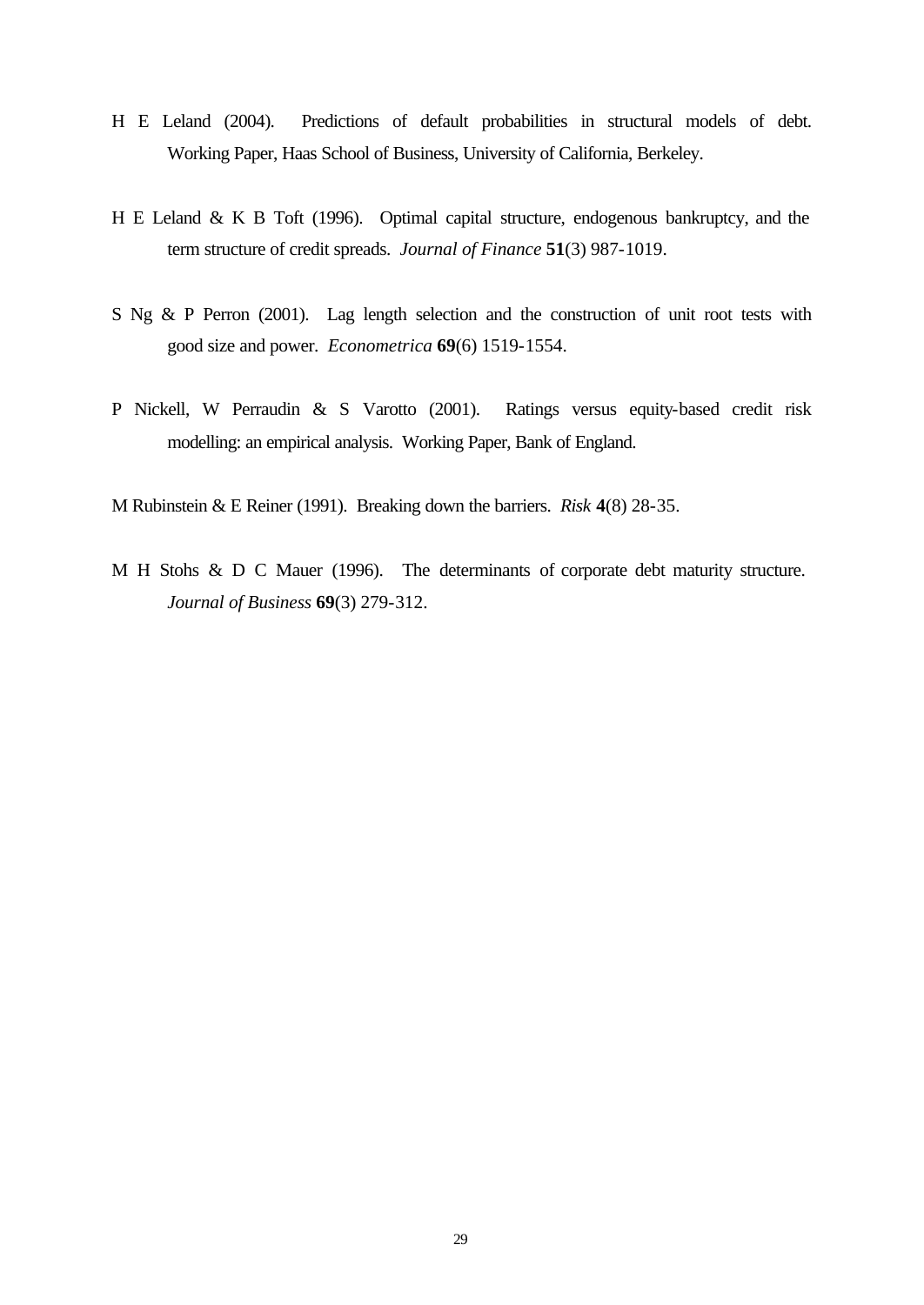H E Leland (2004). Predictions of default probabilities in structural models of debt. Working Paper, Haas School of Business, University of California, Berkeley.

H E Leland & K B Toft (1996). Optimal capital structure, endogenous bankruptcy, and the term structure of credit spreads. *Journal of Finance* **51**(3) 987-1019.

S Ng & P Perron (2001). Lag length selection and the construction of unit root tests with good size and power. *Econometrica* **69**(6) 1519-1554.

P Nickell, W Perraudin & S Varotto (2001). Ratings versus equity-based credit risk modelling: an empirical analysis. Working Paper, Bank of England.

M Rubinstein & E Reiner (1991). Breaking down the barriers. *Risk* **4**(8) 28-35.

M H Stohs & D C Mauer (1996). The determinants of corporate debt maturity structure. *Journal of Business* **69**(3) 279-312.